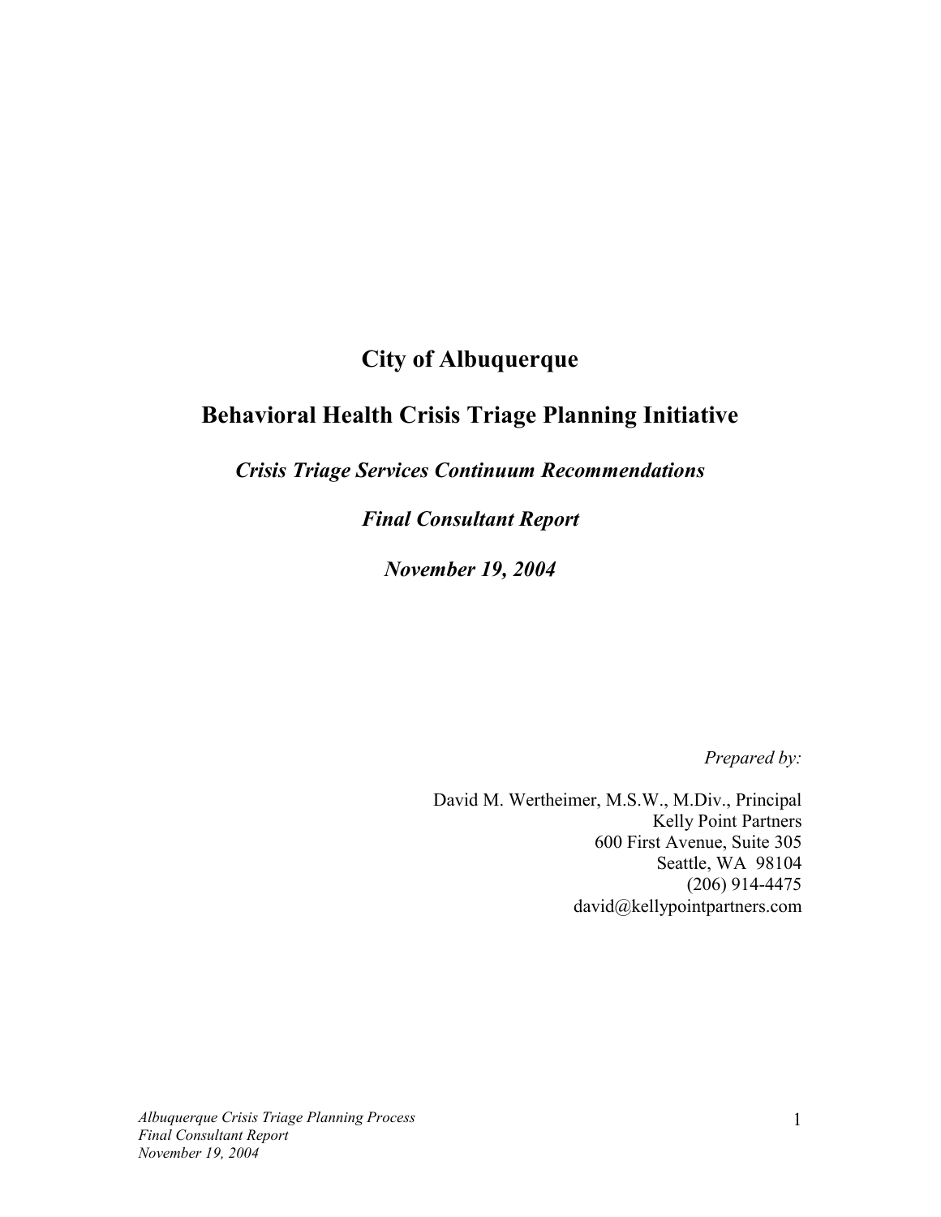# City of Albuquerque

## Behavioral Health Crisis Triage Planning Initiative

***Crisis Triage Services Continuum Recommendations***

***Final Consultant Report***

***November 19, 2004***

*Prepared by:*

David M. Wertheimer, M.S.W., M.Div., Principal
Kelly Point Partners
600 First Avenue, Suite 305
Seattle, WA 98104
(206) 914-4475
david@kellypointpartners.com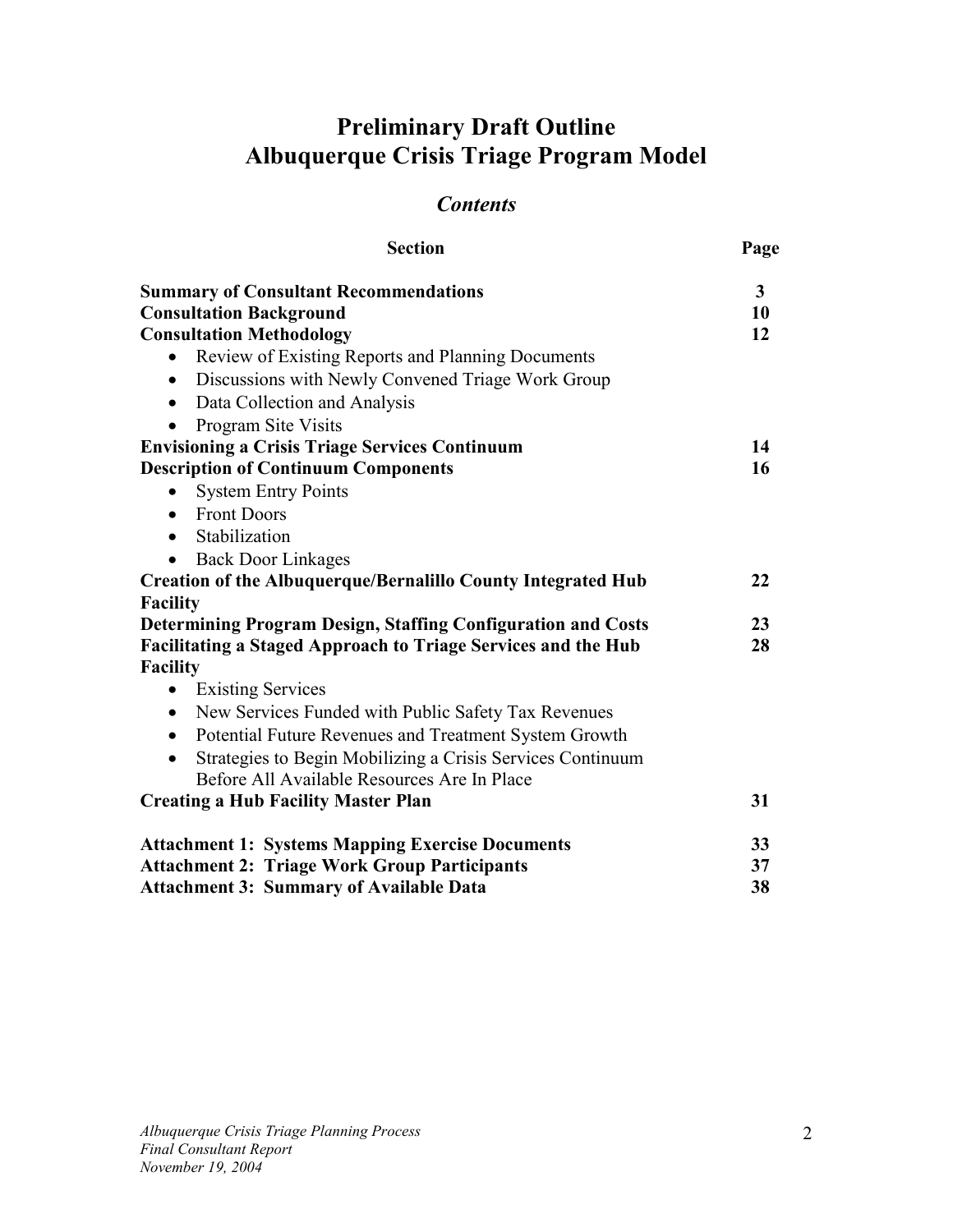# Preliminary Draft Outline
# Albuquerque Crisis Triage Program Model

## *Contents*

| Section | Page |
|---|---|
| **Summary of Consultant Recommendations** | **3** |
| **Consultation Background** | **10** |
| **Consultation Methodology** | **12** |
| • Review of Existing Reports and Planning Documents | |
| • Discussions with Newly Convened Triage Work Group | |
| • Data Collection and Analysis | |
| • Program Site Visits | |
| **Envisioning a Crisis Triage Services Continuum** | **14** |
| **Description of Continuum Components** | **16** |
| • System Entry Points | |
| • Front Doors | |
| • Stabilization | |
| • Back Door Linkages | |
| **Creation of the Albuquerque/Bernalillo County Integrated Hub Facility** | **22** |
| **Determining Program Design, Staffing Configuration and Costs** | **23** |
| **Facilitating a Staged Approach to Triage Services and the Hub Facility** | **28** |
| • Existing Services | |
| • New Services Funded with Public Safety Tax Revenues | |
| • Potential Future Revenues and Treatment System Growth | |
| • Strategies to Begin Mobilizing a Crisis Services Continuum Before All Available Resources Are In Place | |
| **Creating a Hub Facility Master Plan** | **31** |
| **Attachment 1: Systems Mapping Exercise Documents** | **33** |
| **Attachment 2: Triage Work Group Participants** | **37** |
| **Attachment 3: Summary of Available Data** | **38** |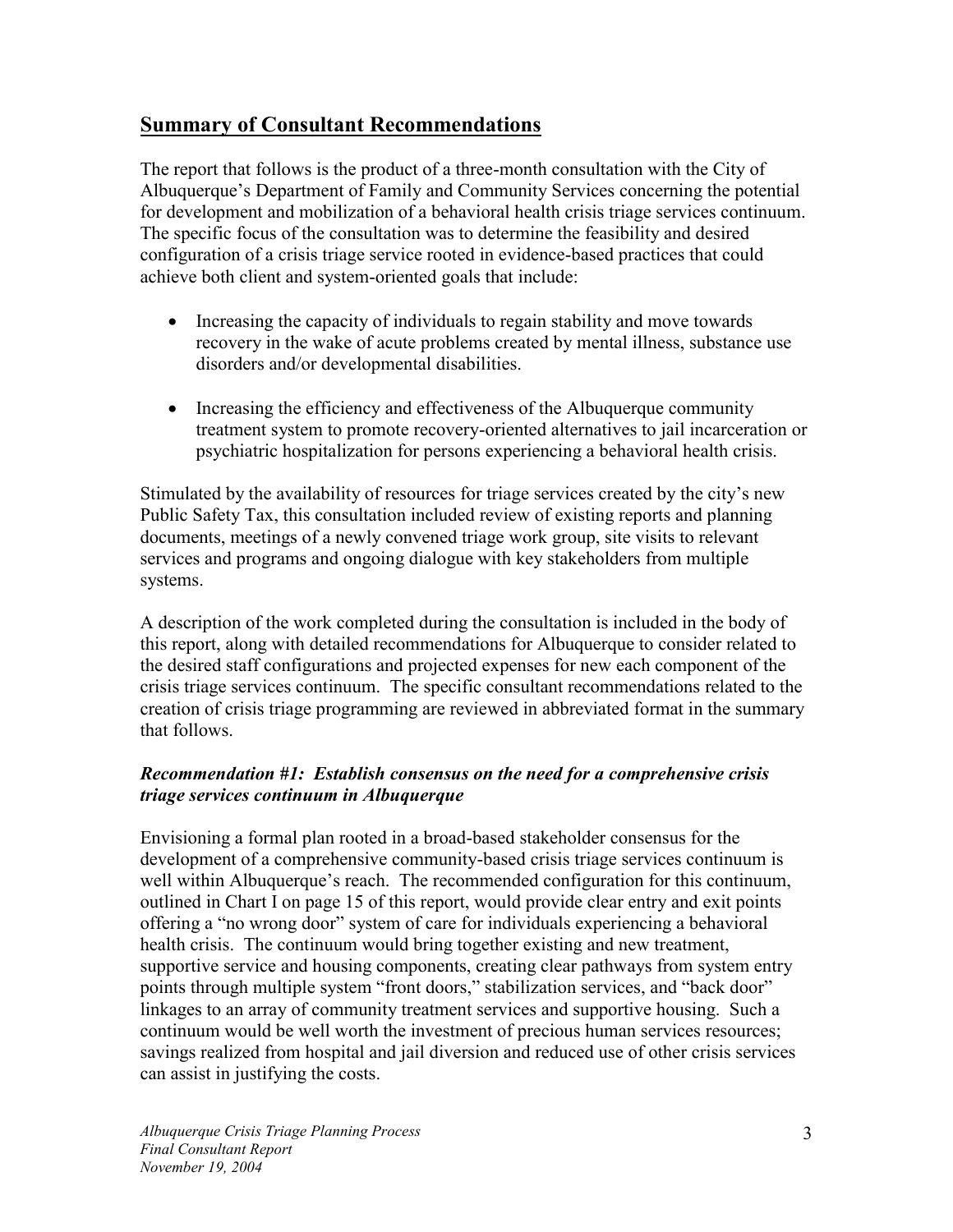## Summary of Consultant Recommendations

The report that follows is the product of a three-month consultation with the City of Albuquerque's Department of Family and Community Services concerning the potential for development and mobilization of a behavioral health crisis triage services continuum. The specific focus of the consultation was to determine the feasibility and desired configuration of a crisis triage service rooted in evidence-based practices that could achieve both client and system-oriented goals that include:

- Increasing the capacity of individuals to regain stability and move towards recovery in the wake of acute problems created by mental illness, substance use disorders and/or developmental disabilities.
- Increasing the efficiency and effectiveness of the Albuquerque community treatment system to promote recovery-oriented alternatives to jail incarceration or psychiatric hospitalization for persons experiencing a behavioral health crisis.

Stimulated by the availability of resources for triage services created by the city's new Public Safety Tax, this consultation included review of existing reports and planning documents, meetings of a newly convened triage work group, site visits to relevant services and programs and ongoing dialogue with key stakeholders from multiple systems.

A description of the work completed during the consultation is included in the body of this report, along with detailed recommendations for Albuquerque to consider related to the desired staff configurations and projected expenses for new each component of the crisis triage services continuum. The specific consultant recommendations related to the creation of crisis triage programming are reviewed in abbreviated format in the summary that follows.

### *Recommendation #1: Establish consensus on the need for a comprehensive crisis triage services continuum in Albuquerque*

Envisioning a formal plan rooted in a broad-based stakeholder consensus for the development of a comprehensive community-based crisis triage services continuum is well within Albuquerque's reach. The recommended configuration for this continuum, outlined in Chart I on page 15 of this report, would provide clear entry and exit points offering a "no wrong door" system of care for individuals experiencing a behavioral health crisis. The continuum would bring together existing and new treatment, supportive service and housing components, creating clear pathways from system entry points through multiple system "front doors," stabilization services, and "back door" linkages to an array of community treatment services and supportive housing. Such a continuum would be well worth the investment of precious human services resources; savings realized from hospital and jail diversion and reduced use of other crisis services can assist in justifying the costs.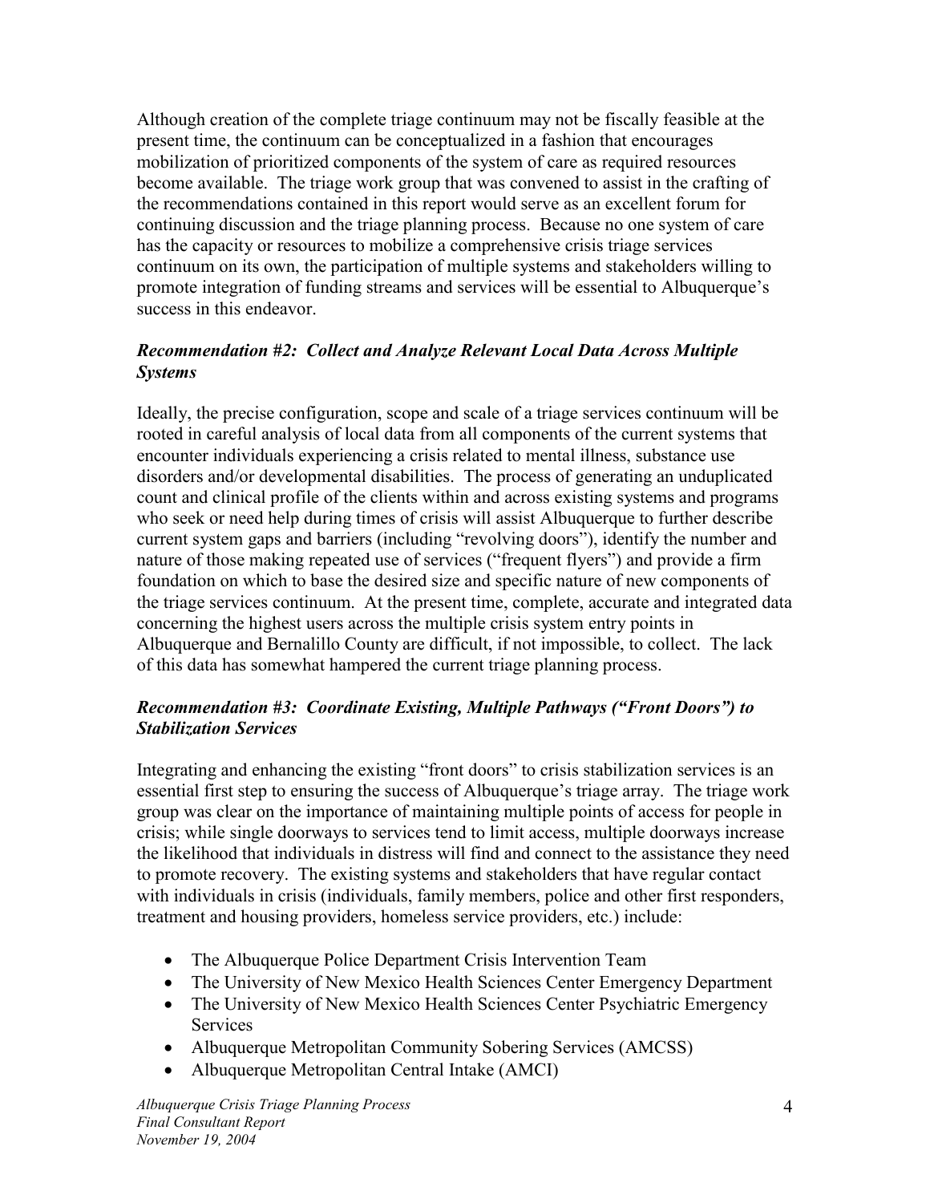Although creation of the complete triage continuum may not be fiscally feasible at the present time, the continuum can be conceptualized in a fashion that encourages mobilization of prioritized components of the system of care as required resources become available. The triage work group that was convened to assist in the crafting of the recommendations contained in this report would serve as an excellent forum for continuing discussion and the triage planning process. Because no one system of care has the capacity or resources to mobilize a comprehensive crisis triage services continuum on its own, the participation of multiple systems and stakeholders willing to promote integration of funding streams and services will be essential to Albuquerque's success in this endeavor.

### *Recommendation #2: Collect and Analyze Relevant Local Data Across Multiple Systems*

Ideally, the precise configuration, scope and scale of a triage services continuum will be rooted in careful analysis of local data from all components of the current systems that encounter individuals experiencing a crisis related to mental illness, substance use disorders and/or developmental disabilities. The process of generating an unduplicated count and clinical profile of the clients within and across existing systems and programs who seek or need help during times of crisis will assist Albuquerque to further describe current system gaps and barriers (including "revolving doors"), identify the number and nature of those making repeated use of services ("frequent flyers") and provide a firm foundation on which to base the desired size and specific nature of new components of the triage services continuum. At the present time, complete, accurate and integrated data concerning the highest users across the multiple crisis system entry points in Albuquerque and Bernalillo County are difficult, if not impossible, to collect. The lack of this data has somewhat hampered the current triage planning process.

### *Recommendation #3: Coordinate Existing, Multiple Pathways ("Front Doors") to Stabilization Services*

Integrating and enhancing the existing "front doors" to crisis stabilization services is an essential first step to ensuring the success of Albuquerque's triage array. The triage work group was clear on the importance of maintaining multiple points of access for people in crisis; while single doorways to services tend to limit access, multiple doorways increase the likelihood that individuals in distress will find and connect to the assistance they need to promote recovery. The existing systems and stakeholders that have regular contact with individuals in crisis (individuals, family members, police and other first responders, treatment and housing providers, homeless service providers, etc.) include:

- The Albuquerque Police Department Crisis Intervention Team
- The University of New Mexico Health Sciences Center Emergency Department
- The University of New Mexico Health Sciences Center Psychiatric Emergency Services
- Albuquerque Metropolitan Community Sobering Services (AMCSS)
- Albuquerque Metropolitan Central Intake (AMCI)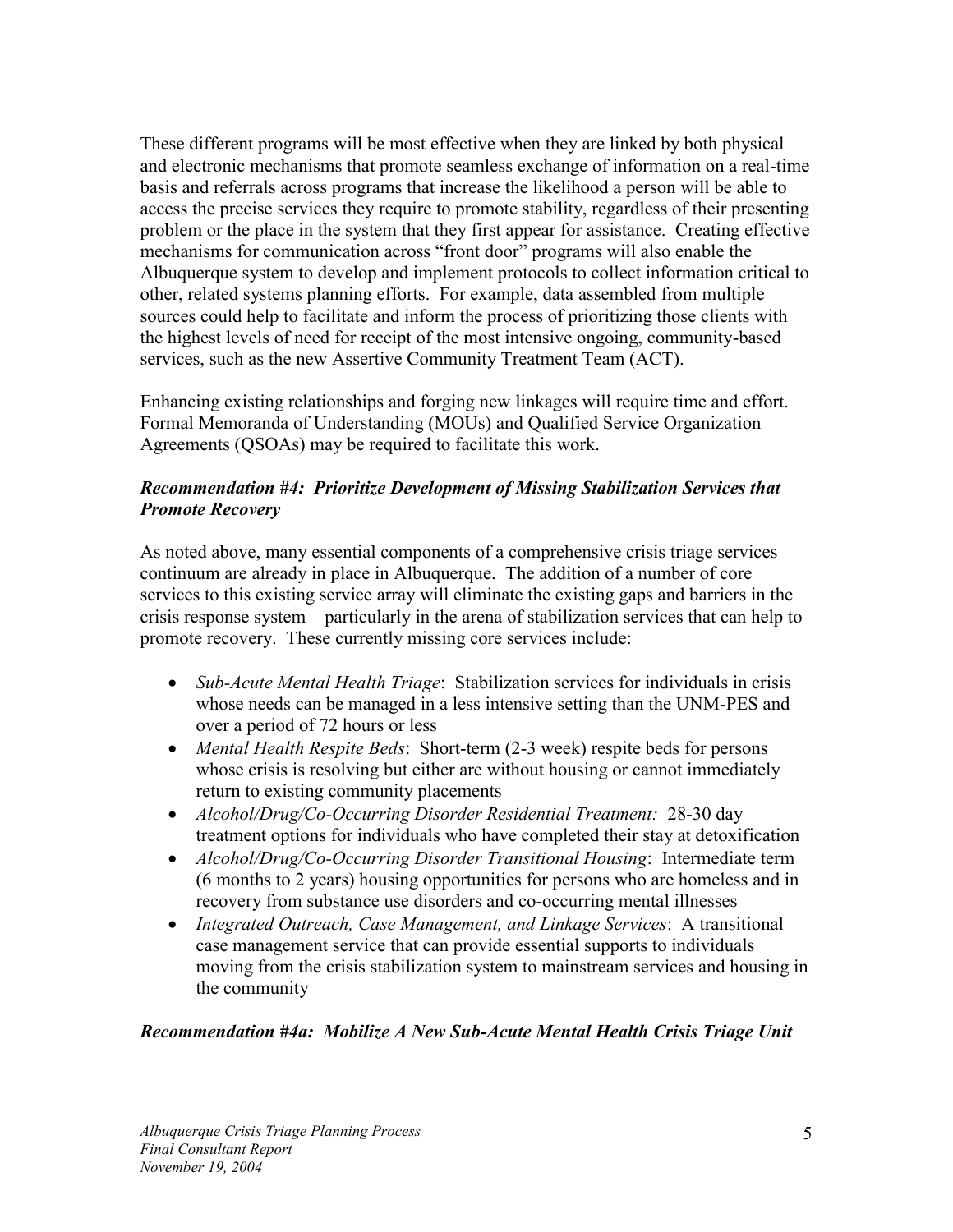These different programs will be most effective when they are linked by both physical and electronic mechanisms that promote seamless exchange of information on a real-time basis and referrals across programs that increase the likelihood a person will be able to access the precise services they require to promote stability, regardless of their presenting problem or the place in the system that they first appear for assistance. Creating effective mechanisms for communication across "front door" programs will also enable the Albuquerque system to develop and implement protocols to collect information critical to other, related systems planning efforts. For example, data assembled from multiple sources could help to facilitate and inform the process of prioritizing those clients with the highest levels of need for receipt of the most intensive ongoing, community-based services, such as the new Assertive Community Treatment Team (ACT).

Enhancing existing relationships and forging new linkages will require time and effort. Formal Memoranda of Understanding (MOUs) and Qualified Service Organization Agreements (QSOAs) may be required to facilitate this work.

***Recommendation #4: Prioritize Development of Missing Stabilization Services that Promote Recovery***

As noted above, many essential components of a comprehensive crisis triage services continuum are already in place in Albuquerque. The addition of a number of core services to this existing service array will eliminate the existing gaps and barriers in the crisis response system – particularly in the arena of stabilization services that can help to promote recovery. These currently missing core services include:

- *Sub-Acute Mental Health Triage*: Stabilization services for individuals in crisis whose needs can be managed in a less intensive setting than the UNM-PES and over a period of 72 hours or less
- *Mental Health Respite Beds*: Short-term (2-3 week) respite beds for persons whose crisis is resolving but either are without housing or cannot immediately return to existing community placements
- *Alcohol/Drug/Co-Occurring Disorder Residential Treatment:* 28-30 day treatment options for individuals who have completed their stay at detoxification
- *Alcohol/Drug/Co-Occurring Disorder Transitional Housing*: Intermediate term (6 months to 2 years) housing opportunities for persons who are homeless and in recovery from substance use disorders and co-occurring mental illnesses
- *Integrated Outreach, Case Management, and Linkage Services*: A transitional case management service that can provide essential supports to individuals moving from the crisis stabilization system to mainstream services and housing in the community

***Recommendation #4a: Mobilize A New Sub-Acute Mental Health Crisis Triage Unit***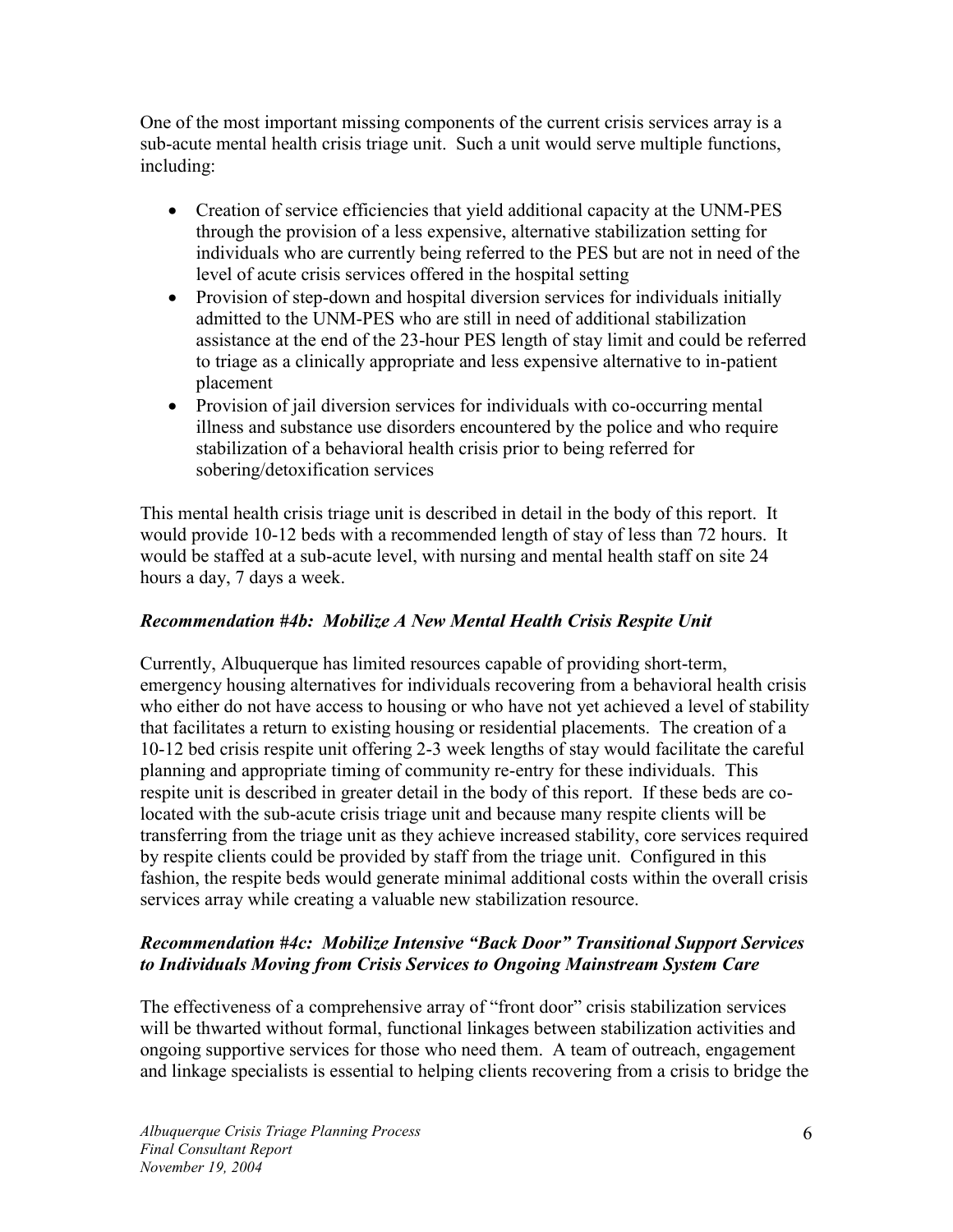One of the most important missing components of the current crisis services array is a sub-acute mental health crisis triage unit. Such a unit would serve multiple functions, including:

- Creation of service efficiencies that yield additional capacity at the UNM-PES through the provision of a less expensive, alternative stabilization setting for individuals who are currently being referred to the PES but are not in need of the level of acute crisis services offered in the hospital setting
- Provision of step-down and hospital diversion services for individuals initially admitted to the UNM-PES who are still in need of additional stabilization assistance at the end of the 23-hour PES length of stay limit and could be referred to triage as a clinically appropriate and less expensive alternative to in-patient placement
- Provision of jail diversion services for individuals with co-occurring mental illness and substance use disorders encountered by the police and who require stabilization of a behavioral health crisis prior to being referred for sobering/detoxification services

This mental health crisis triage unit is described in detail in the body of this report. It would provide 10-12 beds with a recommended length of stay of less than 72 hours. It would be staffed at a sub-acute level, with nursing and mental health staff on site 24 hours a day, 7 days a week.

### *Recommendation #4b: Mobilize A New Mental Health Crisis Respite Unit*

Currently, Albuquerque has limited resources capable of providing short-term, emergency housing alternatives for individuals recovering from a behavioral health crisis who either do not have access to housing or who have not yet achieved a level of stability that facilitates a return to existing housing or residential placements. The creation of a 10-12 bed crisis respite unit offering 2-3 week lengths of stay would facilitate the careful planning and appropriate timing of community re-entry for these individuals. This respite unit is described in greater detail in the body of this report. If these beds are co-located with the sub-acute crisis triage unit and because many respite clients will be transferring from the triage unit as they achieve increased stability, core services required by respite clients could be provided by staff from the triage unit. Configured in this fashion, the respite beds would generate minimal additional costs within the overall crisis services array while creating a valuable new stabilization resource.

### *Recommendation #4c: Mobilize Intensive "Back Door" Transitional Support Services to Individuals Moving from Crisis Services to Ongoing Mainstream System Care*

The effectiveness of a comprehensive array of "front door" crisis stabilization services will be thwarted without formal, functional linkages between stabilization activities and ongoing supportive services for those who need them. A team of outreach, engagement and linkage specialists is essential to helping clients recovering from a crisis to bridge the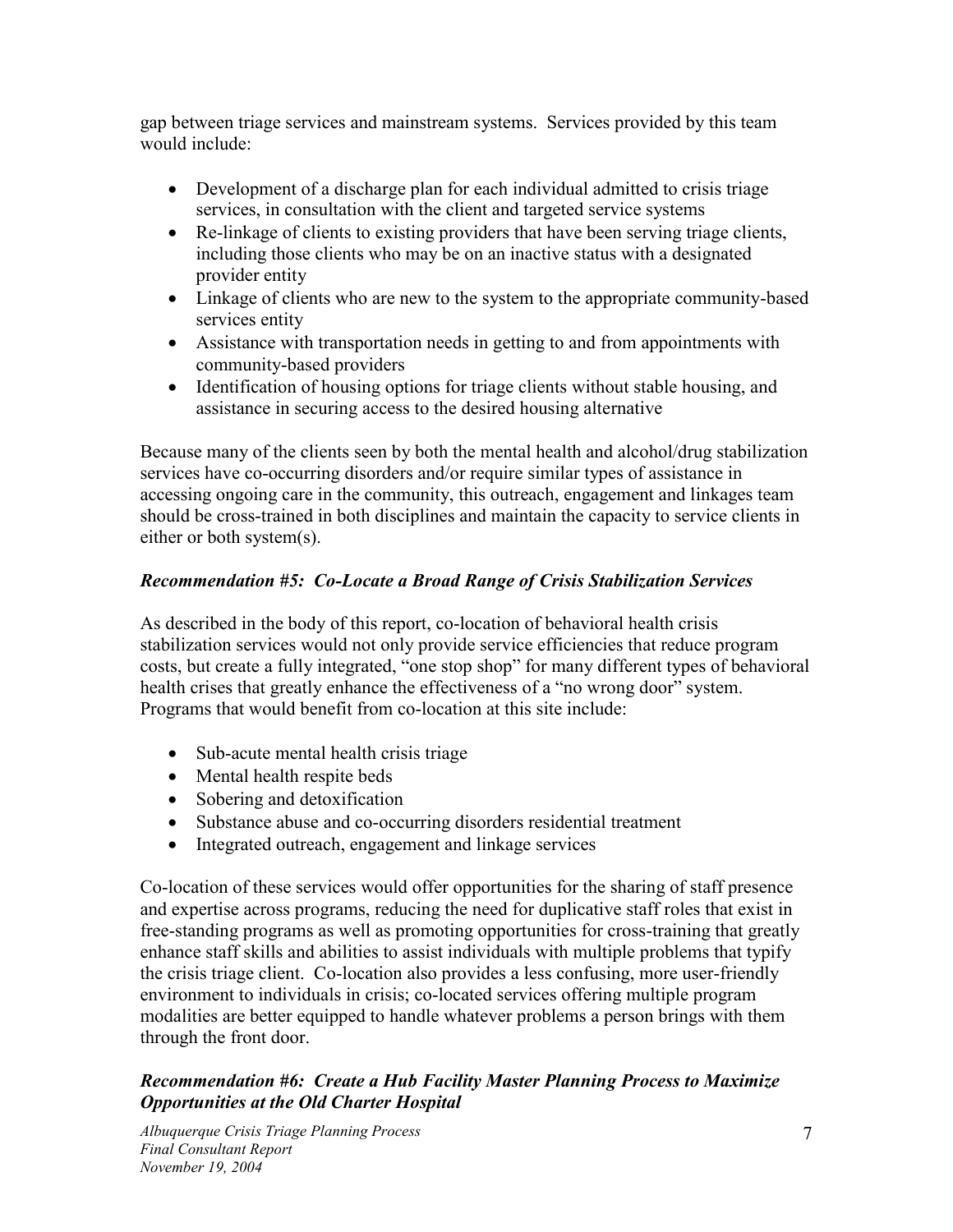gap between triage services and mainstream systems. Services provided by this team would include:

- Development of a discharge plan for each individual admitted to crisis triage services, in consultation with the client and targeted service systems
- Re-linkage of clients to existing providers that have been serving triage clients, including those clients who may be on an inactive status with a designated provider entity
- Linkage of clients who are new to the system to the appropriate community-based services entity
- Assistance with transportation needs in getting to and from appointments with community-based providers
- Identification of housing options for triage clients without stable housing, and assistance in securing access to the desired housing alternative

Because many of the clients seen by both the mental health and alcohol/drug stabilization services have co-occurring disorders and/or require similar types of assistance in accessing ongoing care in the community, this outreach, engagement and linkages team should be cross-trained in both disciplines and maintain the capacity to service clients in either or both system(s).

### *Recommendation #5: Co-Locate a Broad Range of Crisis Stabilization Services*

As described in the body of this report, co-location of behavioral health crisis stabilization services would not only provide service efficiencies that reduce program costs, but create a fully integrated, "one stop shop" for many different types of behavioral health crises that greatly enhance the effectiveness of a "no wrong door" system. Programs that would benefit from co-location at this site include:

- Sub-acute mental health crisis triage
- Mental health respite beds
- Sobering and detoxification
- Substance abuse and co-occurring disorders residential treatment
- Integrated outreach, engagement and linkage services

Co-location of these services would offer opportunities for the sharing of staff presence and expertise across programs, reducing the need for duplicative staff roles that exist in free-standing programs as well as promoting opportunities for cross-training that greatly enhance staff skills and abilities to assist individuals with multiple problems that typify the crisis triage client. Co-location also provides a less confusing, more user-friendly environment to individuals in crisis; co-located services offering multiple program modalities are better equipped to handle whatever problems a person brings with them through the front door.

### *Recommendation #6: Create a Hub Facility Master Planning Process to Maximize Opportunities at the Old Charter Hospital*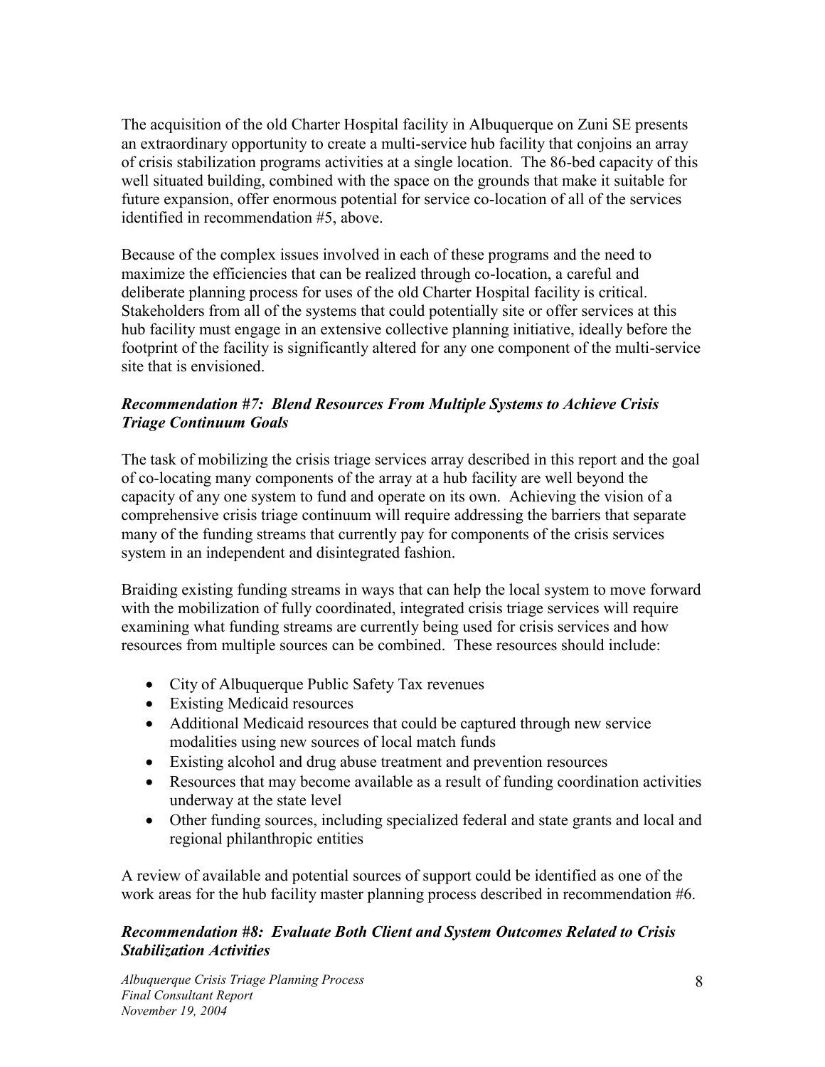The acquisition of the old Charter Hospital facility in Albuquerque on Zuni SE presents an extraordinary opportunity to create a multi-service hub facility that conjoins an array of crisis stabilization programs activities at a single location. The 86-bed capacity of this well situated building, combined with the space on the grounds that make it suitable for future expansion, offer enormous potential for service co-location of all of the services identified in recommendation #5, above.

Because of the complex issues involved in each of these programs and the need to maximize the efficiencies that can be realized through co-location, a careful and deliberate planning process for uses of the old Charter Hospital facility is critical. Stakeholders from all of the systems that could potentially site or offer services at this hub facility must engage in an extensive collective planning initiative, ideally before the footprint of the facility is significantly altered for any one component of the multi-service site that is envisioned.

### *Recommendation #7: Blend Resources From Multiple Systems to Achieve Crisis Triage Continuum Goals*

The task of mobilizing the crisis triage services array described in this report and the goal of co-locating many components of the array at a hub facility are well beyond the capacity of any one system to fund and operate on its own. Achieving the vision of a comprehensive crisis triage continuum will require addressing the barriers that separate many of the funding streams that currently pay for components of the crisis services system in an independent and disintegrated fashion.

Braiding existing funding streams in ways that can help the local system to move forward with the mobilization of fully coordinated, integrated crisis triage services will require examining what funding streams are currently being used for crisis services and how resources from multiple sources can be combined. These resources should include:

- City of Albuquerque Public Safety Tax revenues
- Existing Medicaid resources
- Additional Medicaid resources that could be captured through new service modalities using new sources of local match funds
- Existing alcohol and drug abuse treatment and prevention resources
- Resources that may become available as a result of funding coordination activities underway at the state level
- Other funding sources, including specialized federal and state grants and local and regional philanthropic entities

A review of available and potential sources of support could be identified as one of the work areas for the hub facility master planning process described in recommendation #6.

### *Recommendation #8: Evaluate Both Client and System Outcomes Related to Crisis Stabilization Activities*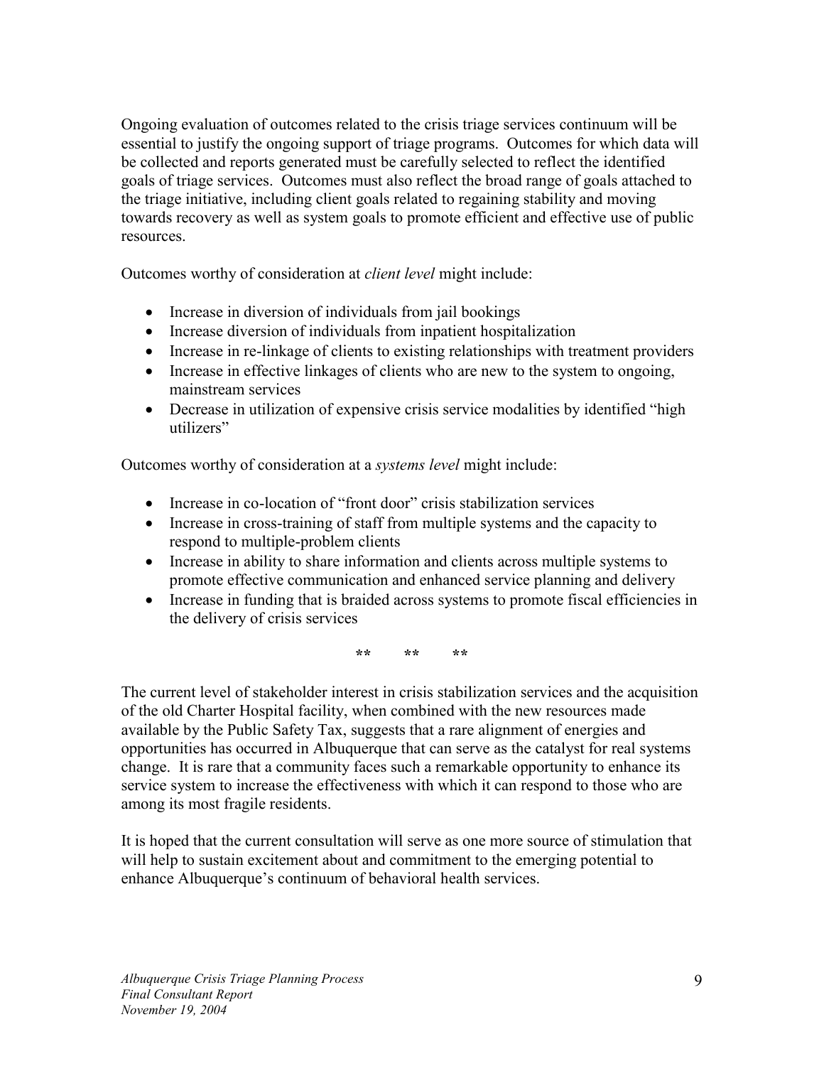Ongoing evaluation of outcomes related to the crisis triage services continuum will be essential to justify the ongoing support of triage programs. Outcomes for which data will be collected and reports generated must be carefully selected to reflect the identified goals of triage services. Outcomes must also reflect the broad range of goals attached to the triage initiative, including client goals related to regaining stability and moving towards recovery as well as system goals to promote efficient and effective use of public resources.

Outcomes worthy of consideration at *client level* might include:

- Increase in diversion of individuals from jail bookings
- Increase diversion of individuals from inpatient hospitalization
- Increase in re-linkage of clients to existing relationships with treatment providers
- Increase in effective linkages of clients who are new to the system to ongoing, mainstream services
- Decrease in utilization of expensive crisis service modalities by identified "high utilizers"

Outcomes worthy of consideration at a *systems level* might include:

- Increase in co-location of "front door" crisis stabilization services
- Increase in cross-training of staff from multiple systems and the capacity to respond to multiple-problem clients
- Increase in ability to share information and clients across multiple systems to promote effective communication and enhanced service planning and delivery
- Increase in funding that is braided across systems to promote fiscal efficiencies in the delivery of crisis services

** ** **

The current level of stakeholder interest in crisis stabilization services and the acquisition of the old Charter Hospital facility, when combined with the new resources made available by the Public Safety Tax, suggests that a rare alignment of energies and opportunities has occurred in Albuquerque that can serve as the catalyst for real systems change. It is rare that a community faces such a remarkable opportunity to enhance its service system to increase the effectiveness with which it can respond to those who are among its most fragile residents.

It is hoped that the current consultation will serve as one more source of stimulation that will help to sustain excitement about and commitment to the emerging potential to enhance Albuquerque's continuum of behavioral health services.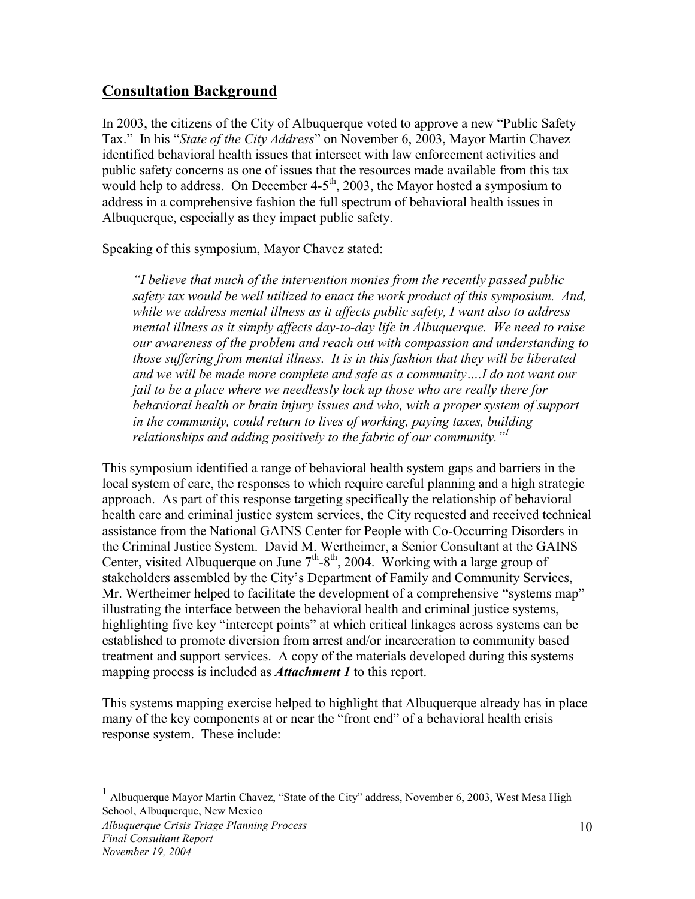## Consultation Background

In 2003, the citizens of the City of Albuquerque voted to approve a new "Public Safety Tax." In his "*State of the City Address*" on November 6, 2003, Mayor Martin Chavez identified behavioral health issues that intersect with law enforcement activities and public safety concerns as one of issues that the resources made available from this tax would help to address. On December 4-5th, 2003, the Mayor hosted a symposium to address in a comprehensive fashion the full spectrum of behavioral health issues in Albuquerque, especially as they impact public safety.

Speaking of this symposium, Mayor Chavez stated:

> *"I believe that much of the intervention monies from the recently passed public safety tax would be well utilized to enact the work product of this symposium. And, while we address mental illness as it affects public safety, I want also to address mental illness as it simply affects day-to-day life in Albuquerque. We need to raise our awareness of the problem and reach out with compassion and understanding to those suffering from mental illness. It is in this fashion that they will be liberated and we will be made more complete and safe as a community….I do not want our jail to be a place where we needlessly lock up those who are really there for behavioral health or brain injury issues and who, with a proper system of support in the community, could return to lives of working, paying taxes, building relationships and adding positively to the fabric of our community."*[1]

This symposium identified a range of behavioral health system gaps and barriers in the local system of care, the responses to which require careful planning and a high strategic approach. As part of this response targeting specifically the relationship of behavioral health care and criminal justice system services, the City requested and received technical assistance from the National GAINS Center for People with Co-Occurring Disorders in the Criminal Justice System. David M. Wertheimer, a Senior Consultant at the GAINS Center, visited Albuquerque on June 7th-8th, 2004. Working with a large group of stakeholders assembled by the City's Department of Family and Community Services, Mr. Wertheimer helped to facilitate the development of a comprehensive "systems map" illustrating the interface between the behavioral health and criminal justice systems, highlighting five key "intercept points" at which critical linkages across systems can be established to promote diversion from arrest and/or incarceration to community based treatment and support services. A copy of the materials developed during this systems mapping process is included as ***Attachment 1*** to this report.

This systems mapping exercise helped to highlight that Albuquerque already has in place many of the key components at or near the "front end" of a behavioral health crisis response system. These include:

---

[1] Albuquerque Mayor Martin Chavez, "State of the City" address, November 6, 2003, West Mesa High School, Albuquerque, New Mexico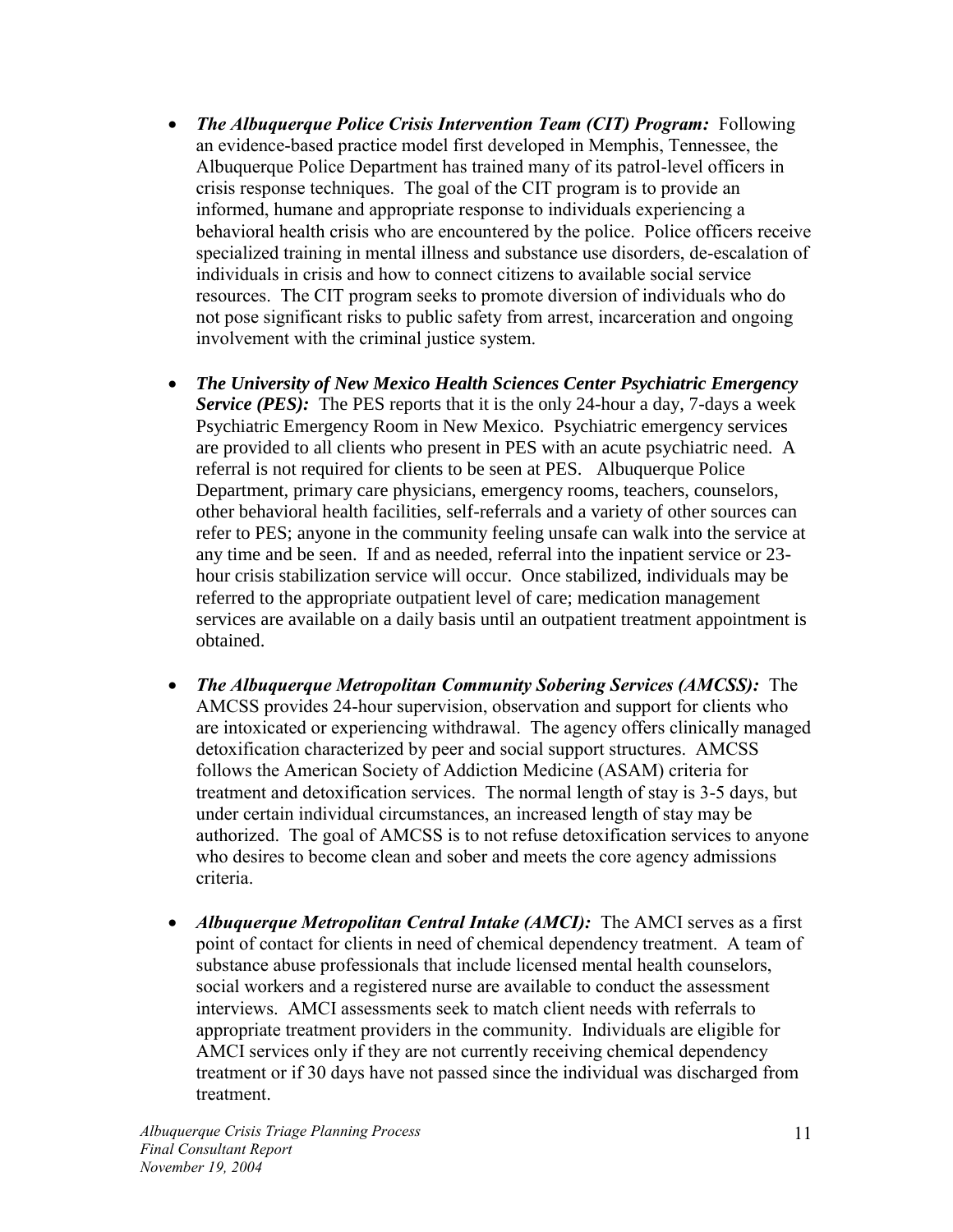- ***The Albuquerque Police Crisis Intervention Team (CIT) Program:*** Following an evidence-based practice model first developed in Memphis, Tennessee, the Albuquerque Police Department has trained many of its patrol-level officers in crisis response techniques. The goal of the CIT program is to provide an informed, humane and appropriate response to individuals experiencing a behavioral health crisis who are encountered by the police. Police officers receive specialized training in mental illness and substance use disorders, de-escalation of individuals in crisis and how to connect citizens to available social service resources. The CIT program seeks to promote diversion of individuals who do not pose significant risks to public safety from arrest, incarceration and ongoing involvement with the criminal justice system.

- ***The University of New Mexico Health Sciences Center Psychiatric Emergency Service (PES):*** The PES reports that it is the only 24-hour a day, 7-days a week Psychiatric Emergency Room in New Mexico. Psychiatric emergency services are provided to all clients who present in PES with an acute psychiatric need. A referral is not required for clients to be seen at PES. Albuquerque Police Department, primary care physicians, emergency rooms, teachers, counselors, other behavioral health facilities, self-referrals and a variety of other sources can refer to PES; anyone in the community feeling unsafe can walk into the service at any time and be seen. If and as needed, referral into the inpatient service or 23-hour crisis stabilization service will occur. Once stabilized, individuals may be referred to the appropriate outpatient level of care; medication management services are available on a daily basis until an outpatient treatment appointment is obtained.

- ***The Albuquerque Metropolitan Community Sobering Services (AMCSS):*** The AMCSS provides 24-hour supervision, observation and support for clients who are intoxicated or experiencing withdrawal. The agency offers clinically managed detoxification characterized by peer and social support structures. AMCSS follows the American Society of Addiction Medicine (ASAM) criteria for treatment and detoxification services. The normal length of stay is 3-5 days, but under certain individual circumstances, an increased length of stay may be authorized. The goal of AMCSS is to not refuse detoxification services to anyone who desires to become clean and sober and meets the core agency admissions criteria.

- ***Albuquerque Metropolitan Central Intake (AMCI):*** The AMCI serves as a first point of contact for clients in need of chemical dependency treatment. A team of substance abuse professionals that include licensed mental health counselors, social workers and a registered nurse are available to conduct the assessment interviews. AMCI assessments seek to match client needs with referrals to appropriate treatment providers in the community. Individuals are eligible for AMCI services only if they are not currently receiving chemical dependency treatment or if 30 days have not passed since the individual was discharged from treatment.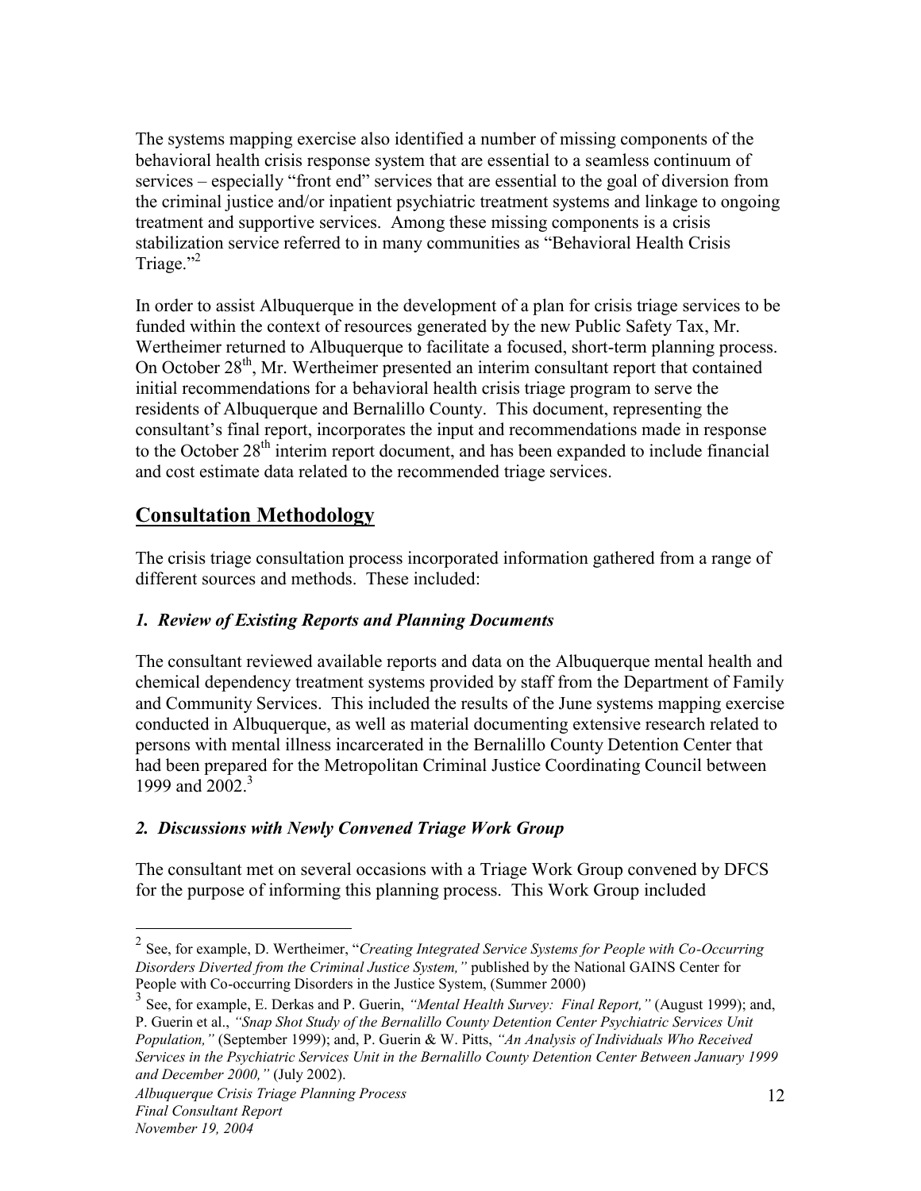The systems mapping exercise also identified a number of missing components of the behavioral health crisis response system that are essential to a seamless continuum of services – especially "front end" services that are essential to the goal of diversion from the criminal justice and/or inpatient psychiatric treatment systems and linkage to ongoing treatment and supportive services. Among these missing components is a crisis stabilization service referred to in many communities as "Behavioral Health Crisis Triage."[2]

In order to assist Albuquerque in the development of a plan for crisis triage services to be funded within the context of resources generated by the new Public Safety Tax, Mr. Wertheimer returned to Albuquerque to facilitate a focused, short-term planning process. On October 28th, Mr. Wertheimer presented an interim consultant report that contained initial recommendations for a behavioral health crisis triage program to serve the residents of Albuquerque and Bernalillo County. This document, representing the consultant's final report, incorporates the input and recommendations made in response to the October 28th interim report document, and has been expanded to include financial and cost estimate data related to the recommended triage services.

## Consultation Methodology

The crisis triage consultation process incorporated information gathered from a range of different sources and methods. These included:

### *1. Review of Existing Reports and Planning Documents*

The consultant reviewed available reports and data on the Albuquerque mental health and chemical dependency treatment systems provided by staff from the Department of Family and Community Services. This included the results of the June systems mapping exercise conducted in Albuquerque, as well as material documenting extensive research related to persons with mental illness incarcerated in the Bernalillo County Detention Center that had been prepared for the Metropolitan Criminal Justice Coordinating Council between 1999 and 2002.[3]

### *2. Discussions with Newly Convened Triage Work Group*

The consultant met on several occasions with a Triage Work Group convened by DFCS for the purpose of informing this planning process. This Work Group included

---

[2] See, for example, D. Wertheimer, "*Creating Integrated Service Systems for People with Co-Occurring Disorders Diverted from the Criminal Justice System,*" published by the National GAINS Center for People with Co-occurring Disorders in the Justice System, (Summer 2000)

[3] See, for example, E. Derkas and P. Guerin, *"Mental Health Survey: Final Report,"* (August 1999); and, P. Guerin et al., *"Snap Shot Study of the Bernalillo County Detention Center Psychiatric Services Unit Population,"* (September 1999); and, P. Guerin & W. Pitts, *"An Analysis of Individuals Who Received Services in the Psychiatric Services Unit in the Bernalillo County Detention Center Between January 1999 and December 2000,"* (July 2002).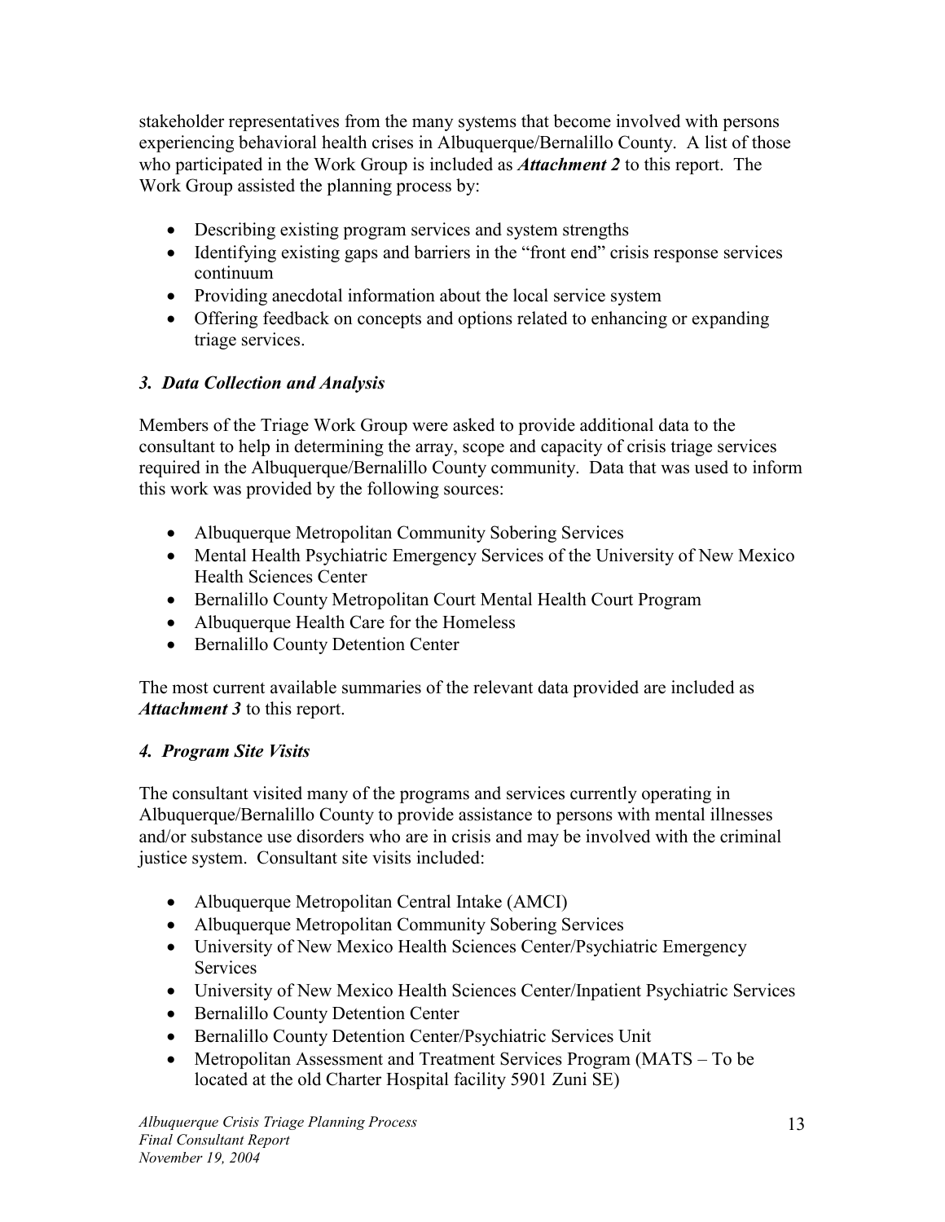stakeholder representatives from the many systems that become involved with persons experiencing behavioral health crises in Albuquerque/Bernalillo County. A list of those who participated in the Work Group is included as ***Attachment 2*** to this report. The Work Group assisted the planning process by:

- Describing existing program services and system strengths
- Identifying existing gaps and barriers in the "front end" crisis response services continuum
- Providing anecdotal information about the local service system
- Offering feedback on concepts and options related to enhancing or expanding triage services.

### *3. Data Collection and Analysis*

Members of the Triage Work Group were asked to provide additional data to the consultant to help in determining the array, scope and capacity of crisis triage services required in the Albuquerque/Bernalillo County community. Data that was used to inform this work was provided by the following sources:

- Albuquerque Metropolitan Community Sobering Services
- Mental Health Psychiatric Emergency Services of the University of New Mexico Health Sciences Center
- Bernalillo County Metropolitan Court Mental Health Court Program
- Albuquerque Health Care for the Homeless
- Bernalillo County Detention Center

The most current available summaries of the relevant data provided are included as ***Attachment 3*** to this report.

### *4. Program Site Visits*

The consultant visited many of the programs and services currently operating in Albuquerque/Bernalillo County to provide assistance to persons with mental illnesses and/or substance use disorders who are in crisis and may be involved with the criminal justice system. Consultant site visits included:

- Albuquerque Metropolitan Central Intake (AMCI)
- Albuquerque Metropolitan Community Sobering Services
- University of New Mexico Health Sciences Center/Psychiatric Emergency Services
- University of New Mexico Health Sciences Center/Inpatient Psychiatric Services
- Bernalillo County Detention Center
- Bernalillo County Detention Center/Psychiatric Services Unit
- Metropolitan Assessment and Treatment Services Program (MATS – To be located at the old Charter Hospital facility 5901 Zuni SE)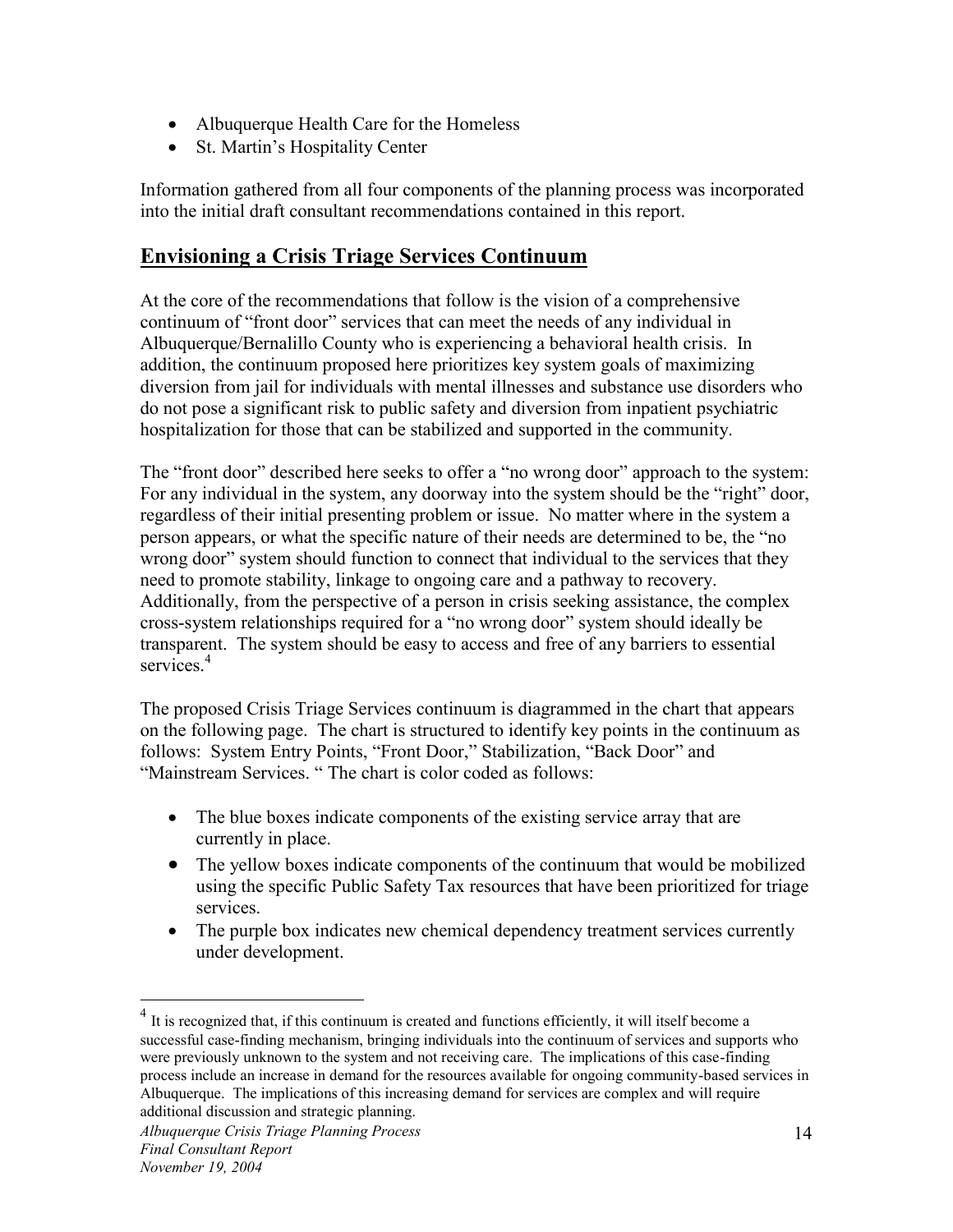- Albuquerque Health Care for the Homeless
- St. Martin's Hospitality Center

Information gathered from all four components of the planning process was incorporated into the initial draft consultant recommendations contained in this report.

## Envisioning a Crisis Triage Services Continuum

At the core of the recommendations that follow is the vision of a comprehensive continuum of "front door" services that can meet the needs of any individual in Albuquerque/Bernalillo County who is experiencing a behavioral health crisis. In addition, the continuum proposed here prioritizes key system goals of maximizing diversion from jail for individuals with mental illnesses and substance use disorders who do not pose a significant risk to public safety and diversion from inpatient psychiatric hospitalization for those that can be stabilized and supported in the community.

The "front door" described here seeks to offer a "no wrong door" approach to the system: For any individual in the system, any doorway into the system should be the "right" door, regardless of their initial presenting problem or issue. No matter where in the system a person appears, or what the specific nature of their needs are determined to be, the "no wrong door" system should function to connect that individual to the services that they need to promote stability, linkage to ongoing care and a pathway to recovery. Additionally, from the perspective of a person in crisis seeking assistance, the complex cross-system relationships required for a "no wrong door" system should ideally be transparent. The system should be easy to access and free of any barriers to essential services.[4]

The proposed Crisis Triage Services continuum is diagrammed in the chart that appears on the following page. The chart is structured to identify key points in the continuum as follows: System Entry Points, "Front Door," Stabilization, "Back Door" and "Mainstream Services. " The chart is color coded as follows:

- The blue boxes indicate components of the existing service array that are currently in place.
- The yellow boxes indicate components of the continuum that would be mobilized using the specific Public Safety Tax resources that have been prioritized for triage services.
- The purple box indicates new chemical dependency treatment services currently under development.

[4] It is recognized that, if this continuum is created and functions efficiently, it will itself become a successful case-finding mechanism, bringing individuals into the continuum of services and supports who were previously unknown to the system and not receiving care. The implications of this case-finding process include an increase in demand for the resources available for ongoing community-based services in Albuquerque. The implications of this increasing demand for services are complex and will require additional discussion and strategic planning.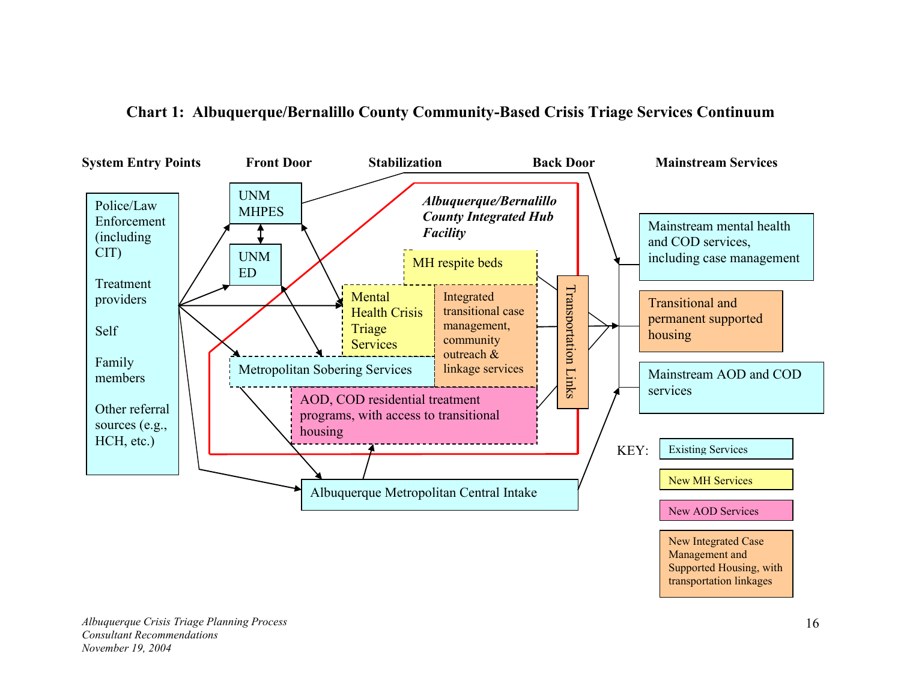## Chart 1: Albuquerque/Bernalillo County Community-Based Crisis Triage Services Continuum

**System Entry Points** | **Front Door** | **Stabilization** | **Back Door** | **Mainstream Services**

**System Entry Points:**
- Police/Law Enforcement (including CIT)
- Treatment providers
- Self
- Family members
- Other referral sources (e.g., HCH, etc.)

**Front Door:**
- UNM MHPES
- UNM ED

***Albuquerque/Bernalillo County Integrated Hub Facility***
- MH respite beds
- Mental Health Crisis Triage Services
- Integrated transitional case management, community outreach & linkage services
- Metropolitan Sobering Services
- AOD, COD residential treatment programs, with access to transitional housing

Transportation Links

Albuquerque Metropolitan Central Intake

**Mainstream Services:**
- Mainstream mental health and COD services, including case management
- Transitional and permanent supported housing
- Mainstream AOD and COD services

KEY:
- Existing Services
- New MH Services
- New AOD Services
- New Integrated Case Management and Supported Housing, with transportation linkages

*Albuquerque Crisis Triage Planning Process*
*Consultant Recommendations*
*November 19, 2004*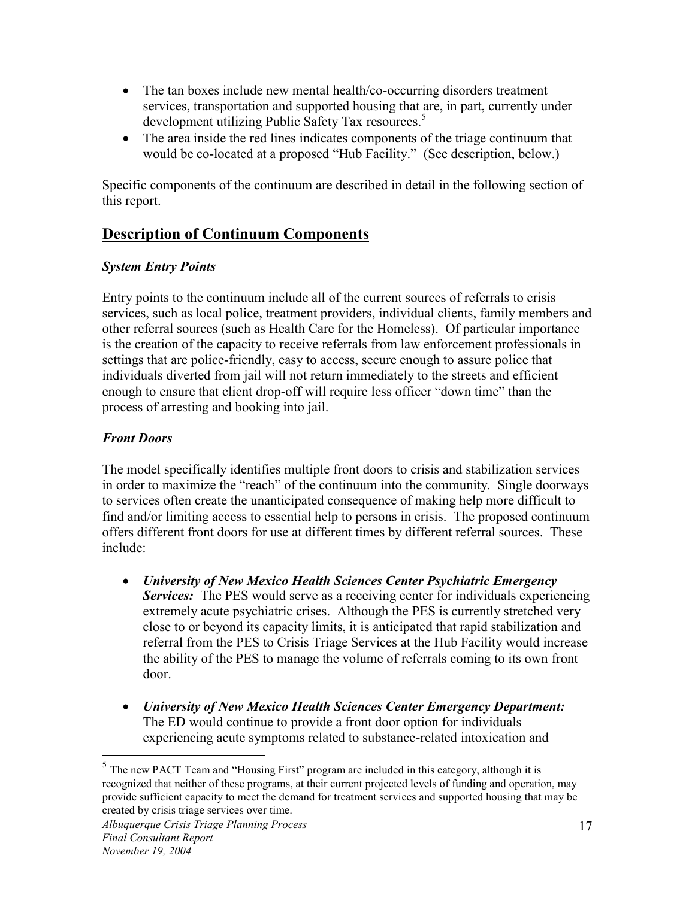- The tan boxes include new mental health/co-occurring disorders treatment services, transportation and supported housing that are, in part, currently under development utilizing Public Safety Tax resources.[5]
- The area inside the red lines indicates components of the triage continuum that would be co-located at a proposed "Hub Facility." (See description, below.)

Specific components of the continuum are described in detail in the following section of this report.

## Description of Continuum Components

### *System Entry Points*

Entry points to the continuum include all of the current sources of referrals to crisis services, such as local police, treatment providers, individual clients, family members and other referral sources (such as Health Care for the Homeless). Of particular importance is the creation of the capacity to receive referrals from law enforcement professionals in settings that are police-friendly, easy to access, secure enough to assure police that individuals diverted from jail will not return immediately to the streets and efficient enough to ensure that client drop-off will require less officer "down time" than the process of arresting and booking into jail.

### *Front Doors*

The model specifically identifies multiple front doors to crisis and stabilization services in order to maximize the "reach" of the continuum into the community. Single doorways to services often create the unanticipated consequence of making help more difficult to find and/or limiting access to essential help to persons in crisis. The proposed continuum offers different front doors for use at different times by different referral sources. These include:

- ***University of New Mexico Health Sciences Center Psychiatric Emergency Services:*** The PES would serve as a receiving center for individuals experiencing extremely acute psychiatric crises. Although the PES is currently stretched very close to or beyond its capacity limits, it is anticipated that rapid stabilization and referral from the PES to Crisis Triage Services at the Hub Facility would increase the ability of the PES to manage the volume of referrals coming to its own front door.

- ***University of New Mexico Health Sciences Center Emergency Department:*** The ED would continue to provide a front door option for individuals experiencing acute symptoms related to substance-related intoxication and

---

[5] The new PACT Team and "Housing First" program are included in this category, although it is recognized that neither of these programs, at their current projected levels of funding and operation, may provide sufficient capacity to meet the demand for treatment services and supported housing that may be created by crisis triage services over time.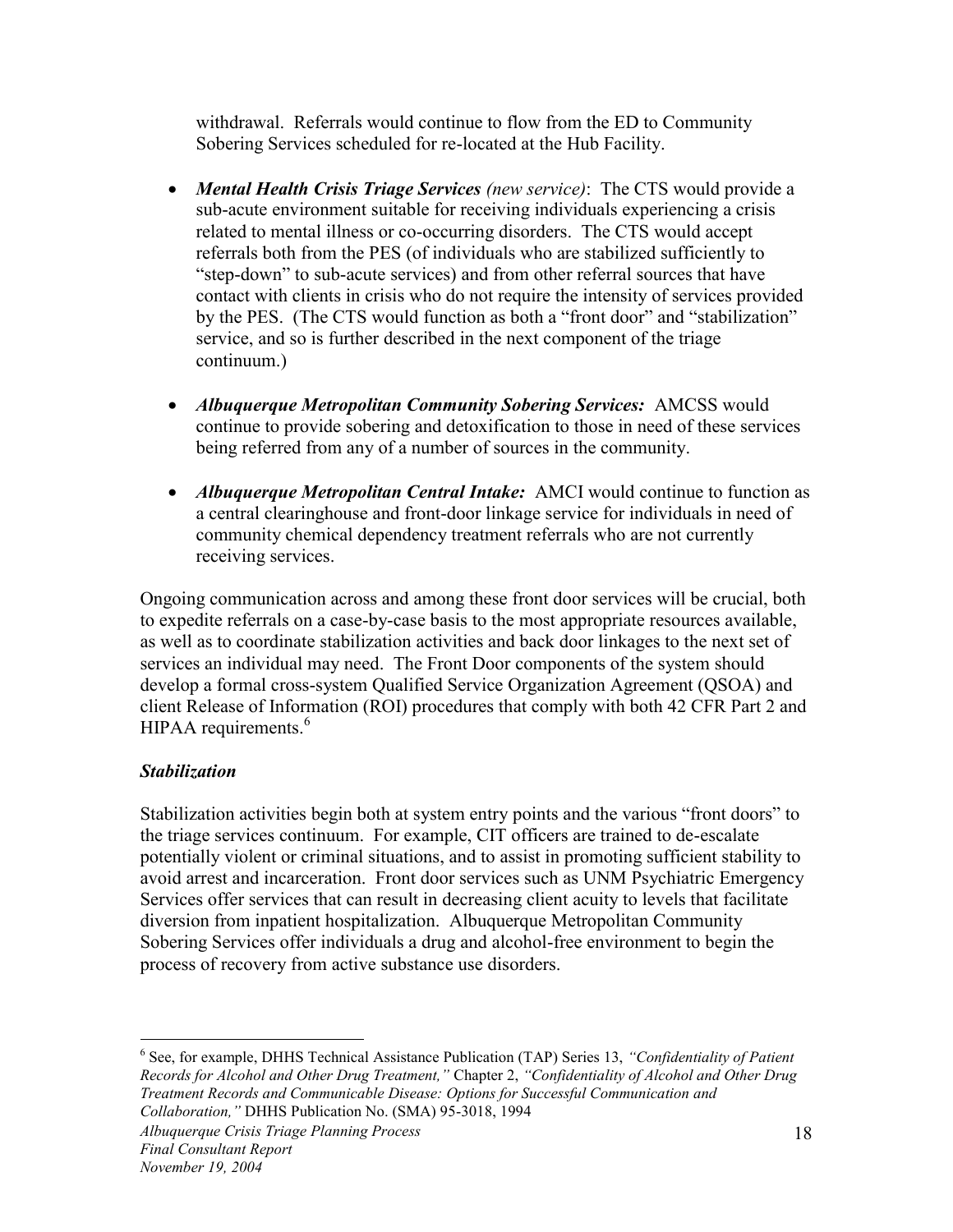withdrawal. Referrals would continue to flow from the ED to Community Sobering Services scheduled for re-located at the Hub Facility.

- ***Mental Health Crisis Triage Services*** *(new service)*: The CTS would provide a sub-acute environment suitable for receiving individuals experiencing a crisis related to mental illness or co-occurring disorders. The CTS would accept referrals both from the PES (of individuals who are stabilized sufficiently to "step-down" to sub-acute services) and from other referral sources that have contact with clients in crisis who do not require the intensity of services provided by the PES. (The CTS would function as both a "front door" and "stabilization" service, and so is further described in the next component of the triage continuum.)

- ***Albuquerque Metropolitan Community Sobering Services:*** AMCSS would continue to provide sobering and detoxification to those in need of these services being referred from any of a number of sources in the community.

- ***Albuquerque Metropolitan Central Intake:*** AMCI would continue to function as a central clearinghouse and front-door linkage service for individuals in need of community chemical dependency treatment referrals who are not currently receiving services.

Ongoing communication across and among these front door services will be crucial, both to expedite referrals on a case-by-case basis to the most appropriate resources available, as well as to coordinate stabilization activities and back door linkages to the next set of services an individual may need. The Front Door components of the system should develop a formal cross-system Qualified Service Organization Agreement (QSOA) and client Release of Information (ROI) procedures that comply with both 42 CFR Part 2 and HIPAA requirements.[6]

### *Stabilization*

Stabilization activities begin both at system entry points and the various "front doors" to the triage services continuum. For example, CIT officers are trained to de-escalate potentially violent or criminal situations, and to assist in promoting sufficient stability to avoid arrest and incarceration. Front door services such as UNM Psychiatric Emergency Services offer services that can result in decreasing client acuity to levels that facilitate diversion from inpatient hospitalization. Albuquerque Metropolitan Community Sobering Services offer individuals a drug and alcohol-free environment to begin the process of recovery from active substance use disorders.

---

[6] See, for example, DHHS Technical Assistance Publication (TAP) Series 13, *"Confidentiality of Patient Records for Alcohol and Other Drug Treatment,"* Chapter 2, *"Confidentiality of Alcohol and Other Drug Treatment Records and Communicable Disease: Options for Successful Communication and Collaboration,"* DHHS Publication No. (SMA) 95-3018, 1994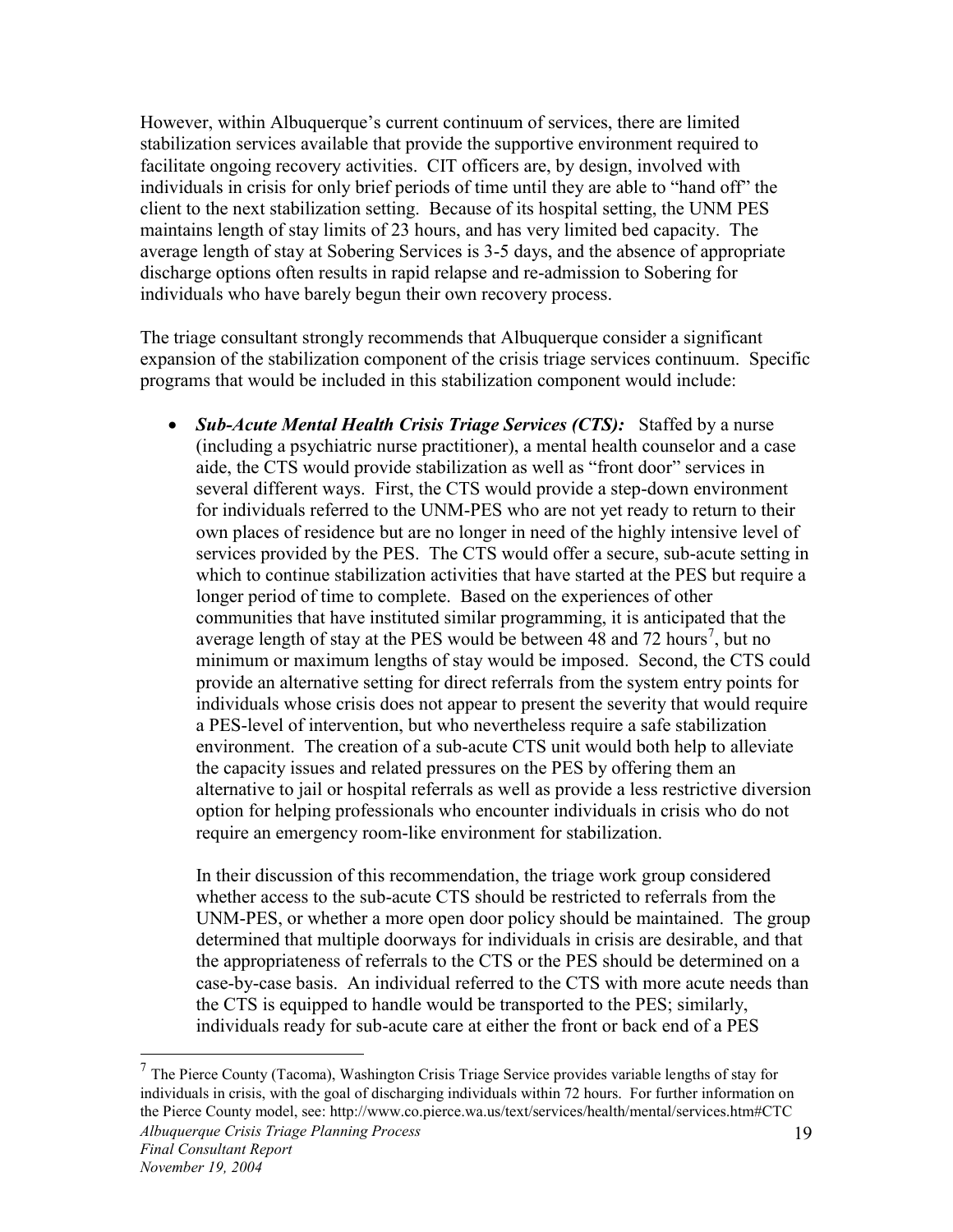However, within Albuquerque's current continuum of services, there are limited stabilization services available that provide the supportive environment required to facilitate ongoing recovery activities. CIT officers are, by design, involved with individuals in crisis for only brief periods of time until they are able to "hand off" the client to the next stabilization setting. Because of its hospital setting, the UNM PES maintains length of stay limits of 23 hours, and has very limited bed capacity. The average length of stay at Sobering Services is 3-5 days, and the absence of appropriate discharge options often results in rapid relapse and re-admission to Sobering for individuals who have barely begun their own recovery process.

The triage consultant strongly recommends that Albuquerque consider a significant expansion of the stabilization component of the crisis triage services continuum. Specific programs that would be included in this stabilization component would include:

- ***Sub-Acute Mental Health Crisis Triage Services (CTS):*** Staffed by a nurse (including a psychiatric nurse practitioner), a mental health counselor and a case aide, the CTS would provide stabilization as well as "front door" services in several different ways. First, the CTS would provide a step-down environment for individuals referred to the UNM-PES who are not yet ready to return to their own places of residence but are no longer in need of the highly intensive level of services provided by the PES. The CTS would offer a secure, sub-acute setting in which to continue stabilization activities that have started at the PES but require a longer period of time to complete. Based on the experiences of other communities that have instituted similar programming, it is anticipated that the average length of stay at the PES would be between 48 and 72 hours[7], but no minimum or maximum lengths of stay would be imposed. Second, the CTS could provide an alternative setting for direct referrals from the system entry points for individuals whose crisis does not appear to present the severity that would require a PES-level of intervention, but who nevertheless require a safe stabilization environment. The creation of a sub-acute CTS unit would both help to alleviate the capacity issues and related pressures on the PES by offering them an alternative to jail or hospital referrals as well as provide a less restrictive diversion option for helping professionals who encounter individuals in crisis who do not require an emergency room-like environment for stabilization.

  In their discussion of this recommendation, the triage work group considered whether access to the sub-acute CTS should be restricted to referrals from the UNM-PES, or whether a more open door policy should be maintained. The group determined that multiple doorways for individuals in crisis are desirable, and that the appropriateness of referrals to the CTS or the PES should be determined on a case-by-case basis. An individual referred to the CTS with more acute needs than the CTS is equipped to handle would be transported to the PES; similarly, individuals ready for sub-acute care at either the front or back end of a PES

---

[7] The Pierce County (Tacoma), Washington Crisis Triage Service provides variable lengths of stay for individuals in crisis, with the goal of discharging individuals within 72 hours. For further information on the Pierce County model, see: http://www.co.pierce.wa.us/text/services/health/mental/services.htm#CTC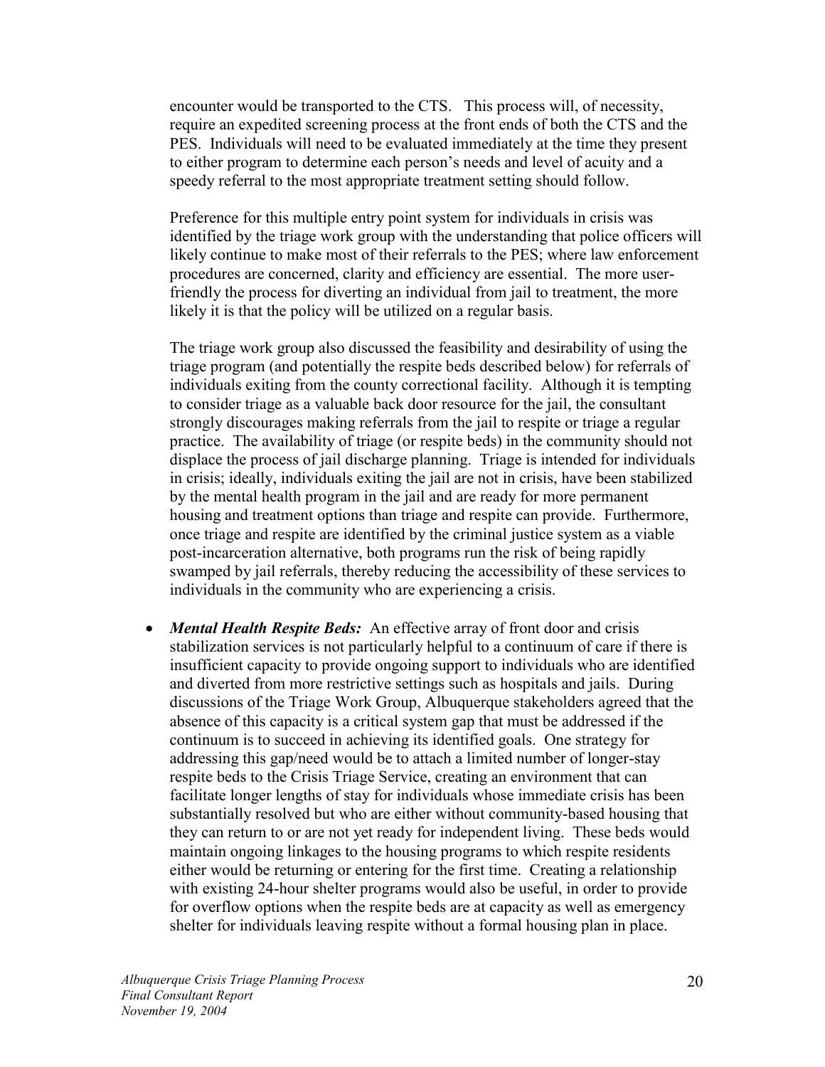encounter would be transported to the CTS. This process will, of necessity, require an expedited screening process at the front ends of both the CTS and the PES. Individuals will need to be evaluated immediately at the time they present to either program to determine each person's needs and level of acuity and a speedy referral to the most appropriate treatment setting should follow.

Preference for this multiple entry point system for individuals in crisis was identified by the triage work group with the understanding that police officers will likely continue to make most of their referrals to the PES; where law enforcement procedures are concerned, clarity and efficiency are essential. The more user-friendly the process for diverting an individual from jail to treatment, the more likely it is that the policy will be utilized on a regular basis.

The triage work group also discussed the feasibility and desirability of using the triage program (and potentially the respite beds described below) for referrals of individuals exiting from the county correctional facility. Although it is tempting to consider triage as a valuable back door resource for the jail, the consultant strongly discourages making referrals from the jail to respite or triage a regular practice. The availability of triage (or respite beds) in the community should not displace the process of jail discharge planning. Triage is intended for individuals in crisis; ideally, individuals exiting the jail are not in crisis, have been stabilized by the mental health program in the jail and are ready for more permanent housing and treatment options than triage and respite can provide. Furthermore, once triage and respite are identified by the criminal justice system as a viable post-incarceration alternative, both programs run the risk of being rapidly swamped by jail referrals, thereby reducing the accessibility of these services to individuals in the community who are experiencing a crisis.

- ***Mental Health Respite Beds:*** An effective array of front door and crisis stabilization services is not particularly helpful to a continuum of care if there is insufficient capacity to provide ongoing support to individuals who are identified and diverted from more restrictive settings such as hospitals and jails. During discussions of the Triage Work Group, Albuquerque stakeholders agreed that the absence of this capacity is a critical system gap that must be addressed if the continuum is to succeed in achieving its identified goals. One strategy for addressing this gap/need would be to attach a limited number of longer-stay respite beds to the Crisis Triage Service, creating an environment that can facilitate longer lengths of stay for individuals whose immediate crisis has been substantially resolved but who are either without community-based housing that they can return to or are not yet ready for independent living. These beds would maintain ongoing linkages to the housing programs to which respite residents either would be returning or entering for the first time. Creating a relationship with existing 24-hour shelter programs would also be useful, in order to provide for overflow options when the respite beds are at capacity as well as emergency shelter for individuals leaving respite without a formal housing plan in place.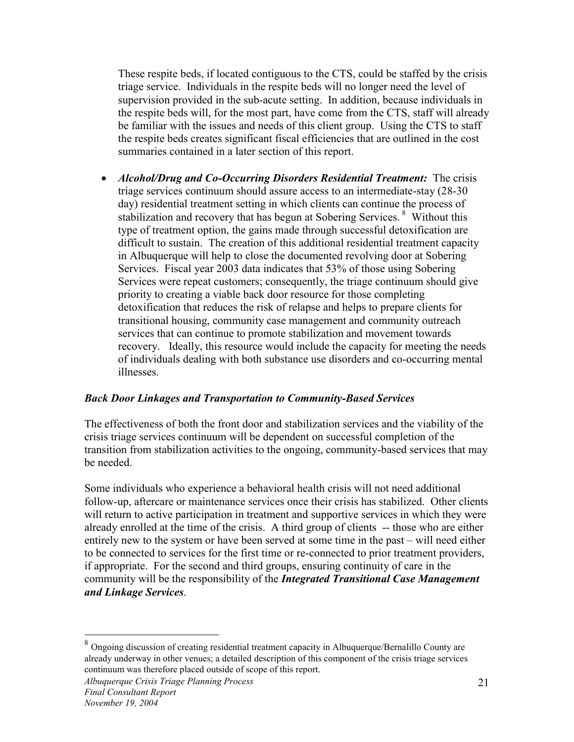These respite beds, if located contiguous to the CTS, could be staffed by the crisis triage service. Individuals in the respite beds will no longer need the level of supervision provided in the sub-acute setting. In addition, because individuals in the respite beds will, for the most part, have come from the CTS, staff will already be familiar with the issues and needs of this client group. Using the CTS to staff the respite beds creates significant fiscal efficiencies that are outlined in the cost summaries contained in a later section of this report.

- ***Alcohol/Drug and Co-Occurring Disorders Residential Treatment:*** The crisis triage services continuum should assure access to an intermediate-stay (28-30 day) residential treatment setting in which clients can continue the process of stabilization and recovery that has begun at Sobering Services.[8] Without this type of treatment option, the gains made through successful detoxification are difficult to sustain. The creation of this additional residential treatment capacity in Albuquerque will help to close the documented revolving door at Sobering Services. Fiscal year 2003 data indicates that 53% of those using Sobering Services were repeat customers; consequently, the triage continuum should give priority to creating a viable back door resource for those completing detoxification that reduces the risk of relapse and helps to prepare clients for transitional housing, community case management and community outreach services that can continue to promote stabilization and movement towards recovery. Ideally, this resource would include the capacity for meeting the needs of individuals dealing with both substance use disorders and co-occurring mental illnesses.

### *Back Door Linkages and Transportation to Community-Based Services*

The effectiveness of both the front door and stabilization services and the viability of the crisis triage services continuum will be dependent on successful completion of the transition from stabilization activities to the ongoing, community-based services that may be needed.

Some individuals who experience a behavioral health crisis will not need additional follow-up, aftercare or maintenance services once their crisis has stabilized. Other clients will return to active participation in treatment and supportive services in which they were already enrolled at the time of the crisis. A third group of clients -- those who are either entirely new to the system or have been served at some time in the past – will need either to be connected to services for the first time or re-connected to prior treatment providers, if appropriate. For the second and third groups, ensuring continuity of care in the community will be the responsibility of the ***Integrated Transitional Case Management and Linkage Services***.

---

[8] Ongoing discussion of creating residential treatment capacity in Albuquerque/Bernalillo County are already underway in other venues; a detailed description of this component of the crisis triage services continuum was therefore placed outside of scope of this report.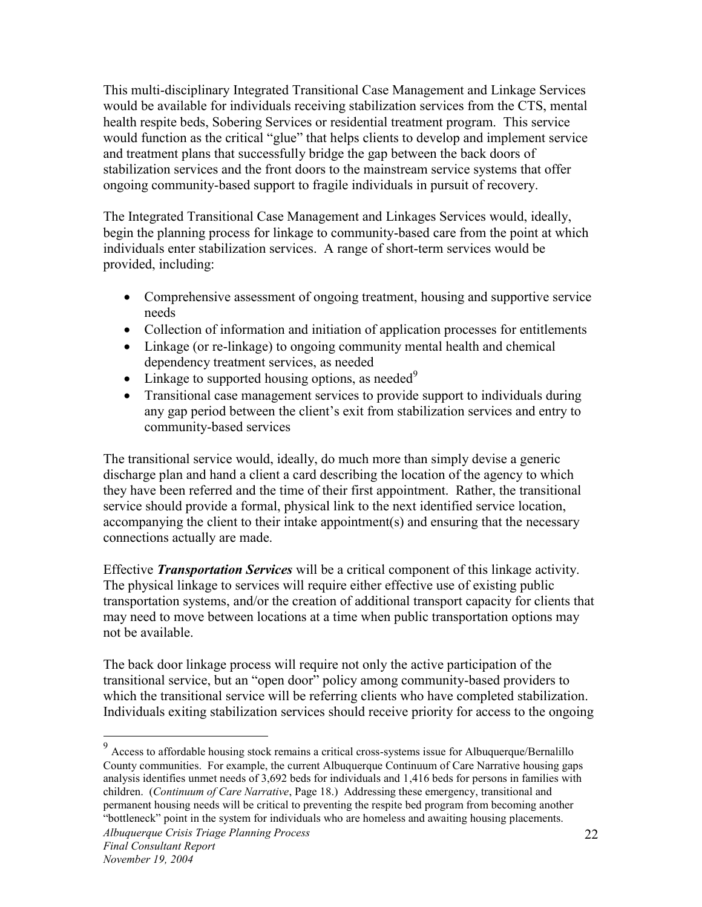This multi-disciplinary Integrated Transitional Case Management and Linkage Services would be available for individuals receiving stabilization services from the CTS, mental health respite beds, Sobering Services or residential treatment program. This service would function as the critical "glue" that helps clients to develop and implement service and treatment plans that successfully bridge the gap between the back doors of stabilization services and the front doors to the mainstream service systems that offer ongoing community-based support to fragile individuals in pursuit of recovery.

The Integrated Transitional Case Management and Linkages Services would, ideally, begin the planning process for linkage to community-based care from the point at which individuals enter stabilization services. A range of short-term services would be provided, including:

- Comprehensive assessment of ongoing treatment, housing and supportive service needs
- Collection of information and initiation of application processes for entitlements
- Linkage (or re-linkage) to ongoing community mental health and chemical dependency treatment services, as needed
- Linkage to supported housing options, as needed[9]
- Transitional case management services to provide support to individuals during any gap period between the client's exit from stabilization services and entry to community-based services

The transitional service would, ideally, do much more than simply devise a generic discharge plan and hand a client a card describing the location of the agency to which they have been referred and the time of their first appointment. Rather, the transitional service should provide a formal, physical link to the next identified service location, accompanying the client to their intake appointment(s) and ensuring that the necessary connections actually are made.

Effective ***Transportation Services*** will be a critical component of this linkage activity. The physical linkage to services will require either effective use of existing public transportation systems, and/or the creation of additional transport capacity for clients that may need to move between locations at a time when public transportation options may not be available.

The back door linkage process will require not only the active participation of the transitional service, but an "open door" policy among community-based providers to which the transitional service will be referring clients who have completed stabilization. Individuals exiting stabilization services should receive priority for access to the ongoing

---

[9] Access to affordable housing stock remains a critical cross-systems issue for Albuquerque/Bernalillo County communities. For example, the current Albuquerque Continuum of Care Narrative housing gaps analysis identifies unmet needs of 3,692 beds for individuals and 1,416 beds for persons in families with children. (*Continuum of Care Narrative*, Page 18.) Addressing these emergency, transitional and permanent housing needs will be critical to preventing the respite bed program from becoming another "bottleneck" point in the system for individuals who are homeless and awaiting housing placements.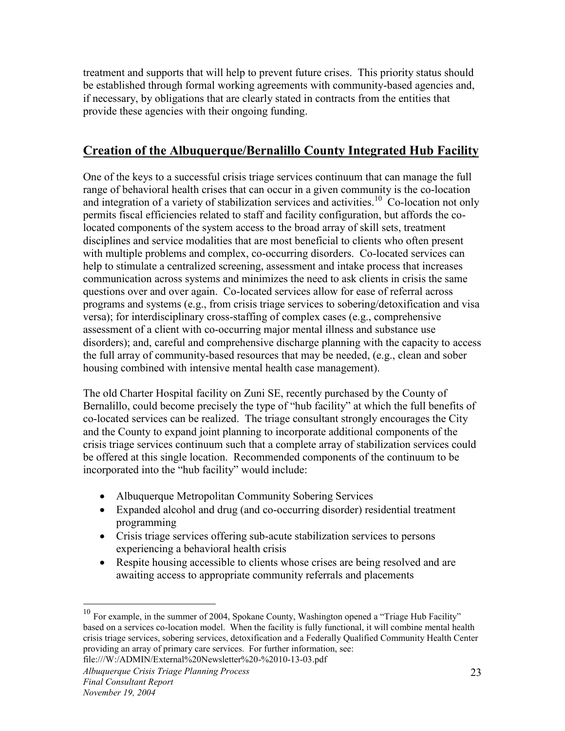treatment and supports that will help to prevent future crises. This priority status should be established through formal working agreements with community-based agencies and, if necessary, by obligations that are clearly stated in contracts from the entities that provide these agencies with their ongoing funding.

## Creation of the Albuquerque/Bernalillo County Integrated Hub Facility

One of the keys to a successful crisis triage services continuum that can manage the full range of behavioral health crises that can occur in a given community is the co-location and integration of a variety of stabilization services and activities.[10] Co-location not only permits fiscal efficiencies related to staff and facility configuration, but affords the co-located components of the system access to the broad array of skill sets, treatment disciplines and service modalities that are most beneficial to clients who often present with multiple problems and complex, co-occurring disorders. Co-located services can help to stimulate a centralized screening, assessment and intake process that increases communication across systems and minimizes the need to ask clients in crisis the same questions over and over again. Co-located services allow for ease of referral across programs and systems (e.g., from crisis triage services to sobering/detoxification and visa versa); for interdisciplinary cross-staffing of complex cases (e.g., comprehensive assessment of a client with co-occurring major mental illness and substance use disorders); and, careful and comprehensive discharge planning with the capacity to access the full array of community-based resources that may be needed, (e.g., clean and sober housing combined with intensive mental health case management).

The old Charter Hospital facility on Zuni SE, recently purchased by the County of Bernalillo, could become precisely the type of "hub facility" at which the full benefits of co-located services can be realized. The triage consultant strongly encourages the City and the County to expand joint planning to incorporate additional components of the crisis triage services continuum such that a complete array of stabilization services could be offered at this single location. Recommended components of the continuum to be incorporated into the "hub facility" would include:

- Albuquerque Metropolitan Community Sobering Services
- Expanded alcohol and drug (and co-occurring disorder) residential treatment programming
- Crisis triage services offering sub-acute stabilization services to persons experiencing a behavioral health crisis
- Respite housing accessible to clients whose crises are being resolved and are awaiting access to appropriate community referrals and placements

---

[10] For example, in the summer of 2004, Spokane County, Washington opened a "Triage Hub Facility" based on a services co-location model. When the facility is fully functional, it will combine mental health crisis triage services, sobering services, detoxification and a Federally Qualified Community Health Center providing an array of primary care services. For further information, see: file:///W:/ADMIN/External%20Newsletter%20-%2010-13-03.pdf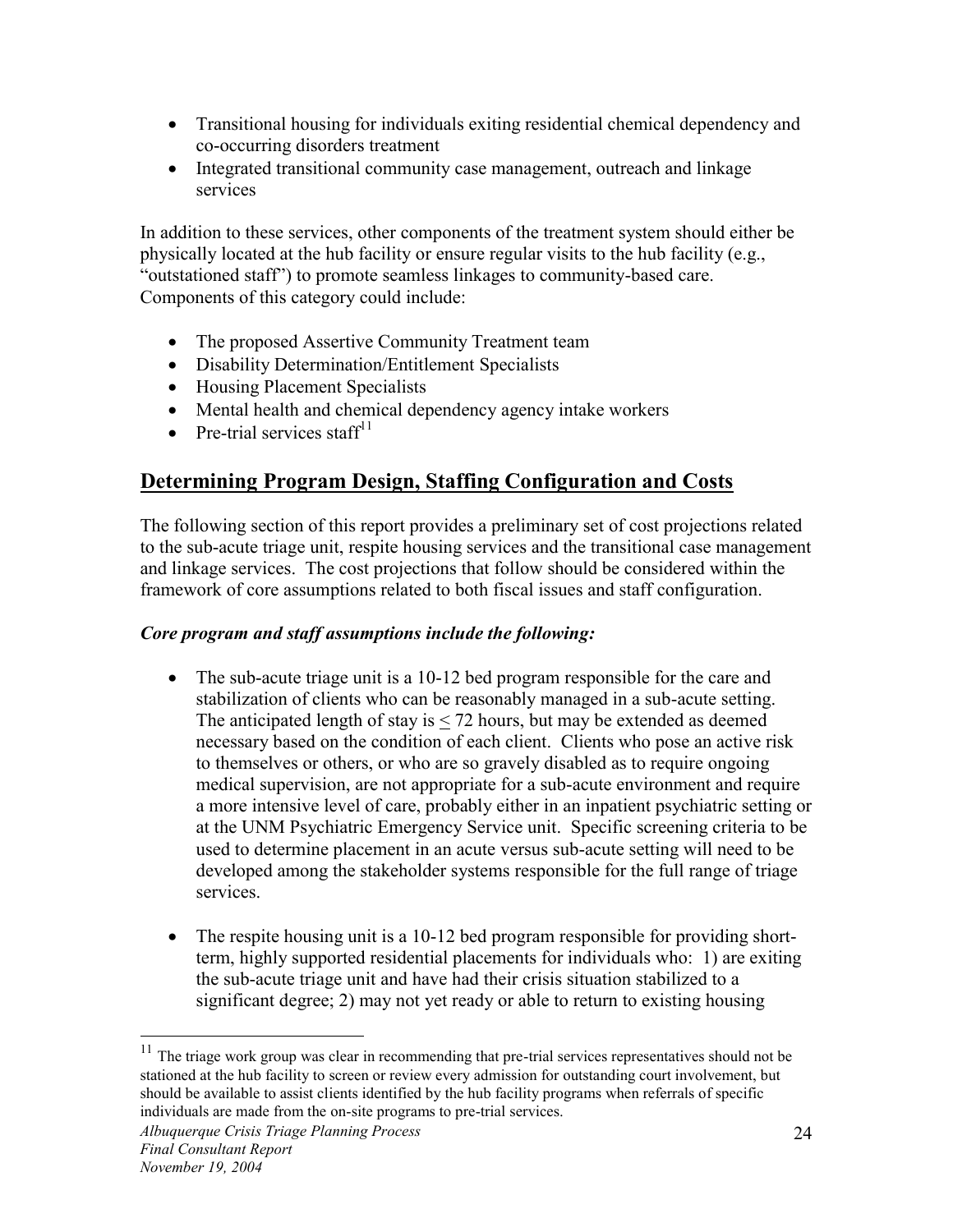- Transitional housing for individuals exiting residential chemical dependency and co-occurring disorders treatment
- Integrated transitional community case management, outreach and linkage services

In addition to these services, other components of the treatment system should either be physically located at the hub facility or ensure regular visits to the hub facility (e.g., "outstationed staff") to promote seamless linkages to community-based care. Components of this category could include:

- The proposed Assertive Community Treatment team
- Disability Determination/Entitlement Specialists
- Housing Placement Specialists
- Mental health and chemical dependency agency intake workers
- Pre-trial services staff[11]

## Determining Program Design, Staffing Configuration and Costs

The following section of this report provides a preliminary set of cost projections related to the sub-acute triage unit, respite housing services and the transitional case management and linkage services. The cost projections that follow should be considered within the framework of core assumptions related to both fiscal issues and staff configuration.

***Core program and staff assumptions include the following:***

- The sub-acute triage unit is a 10-12 bed program responsible for the care and stabilization of clients who can be reasonably managed in a sub-acute setting. The anticipated length of stay is $\leq$ 72 hours, but may be extended as deemed necessary based on the condition of each client. Clients who pose an active risk to themselves or others, or who are so gravely disabled as to require ongoing medical supervision, are not appropriate for a sub-acute environment and require a more intensive level of care, probably either in an inpatient psychiatric setting or at the UNM Psychiatric Emergency Service unit. Specific screening criteria to be used to determine placement in an acute versus sub-acute setting will need to be developed among the stakeholder systems responsible for the full range of triage services.

- The respite housing unit is a 10-12 bed program responsible for providing short-term, highly supported residential placements for individuals who: 1) are exiting the sub-acute triage unit and have had their crisis situation stabilized to a significant degree; 2) may not yet ready or able to return to existing housing

---

[11] The triage work group was clear in recommending that pre-trial services representatives should not be stationed at the hub facility to screen or review every admission for outstanding court involvement, but should be available to assist clients identified by the hub facility programs when referrals of specific individuals are made from the on-site programs to pre-trial services.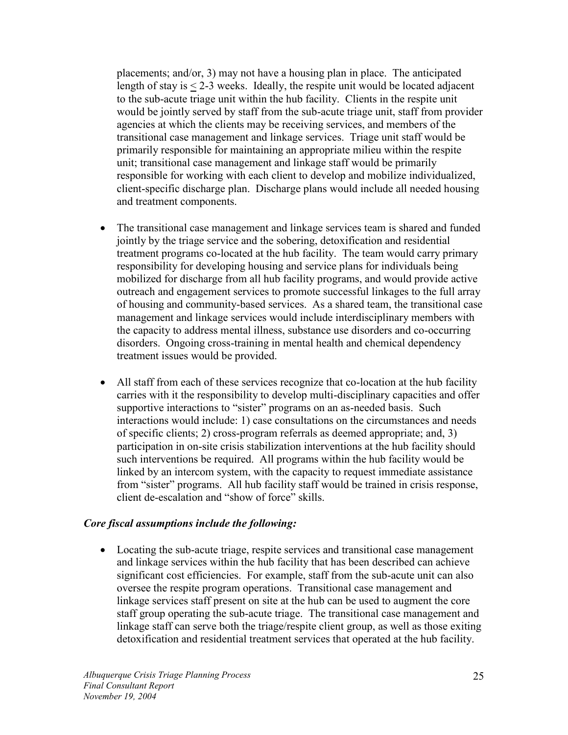placements; and/or, 3) may not have a housing plan in place. The anticipated length of stay is $\leq$ 2-3 weeks. Ideally, the respite unit would be located adjacent to the sub-acute triage unit within the hub facility. Clients in the respite unit would be jointly served by staff from the sub-acute triage unit, staff from provider agencies at which the clients may be receiving services, and members of the transitional case management and linkage services. Triage unit staff would be primarily responsible for maintaining an appropriate milieu within the respite unit; transitional case management and linkage staff would be primarily responsible for working with each client to develop and mobilize individualized, client-specific discharge plan. Discharge plans would include all needed housing and treatment components.

- The transitional case management and linkage services team is shared and funded jointly by the triage service and the sobering, detoxification and residential treatment programs co-located at the hub facility. The team would carry primary responsibility for developing housing and service plans for individuals being mobilized for discharge from all hub facility programs, and would provide active outreach and engagement services to promote successful linkages to the full array of housing and community-based services. As a shared team, the transitional case management and linkage services would include interdisciplinary members with the capacity to address mental illness, substance use disorders and co-occurring disorders. Ongoing cross-training in mental health and chemical dependency treatment issues would be provided.

- All staff from each of these services recognize that co-location at the hub facility carries with it the responsibility to develop multi-disciplinary capacities and offer supportive interactions to "sister" programs on an as-needed basis. Such interactions would include: 1) case consultations on the circumstances and needs of specific clients; 2) cross-program referrals as deemed appropriate; and, 3) participation in on-site crisis stabilization interventions at the hub facility should such interventions be required. All programs within the hub facility would be linked by an intercom system, with the capacity to request immediate assistance from "sister" programs. All hub facility staff would be trained in crisis response, client de-escalation and "show of force" skills.

***Core fiscal assumptions include the following:***

- Locating the sub-acute triage, respite services and transitional case management and linkage services within the hub facility that has been described can achieve significant cost efficiencies. For example, staff from the sub-acute unit can also oversee the respite program operations. Transitional case management and linkage services staff present on site at the hub can be used to augment the core staff group operating the sub-acute triage. The transitional case management and linkage staff can serve both the triage/respite client group, as well as those exiting detoxification and residential treatment services that operated at the hub facility.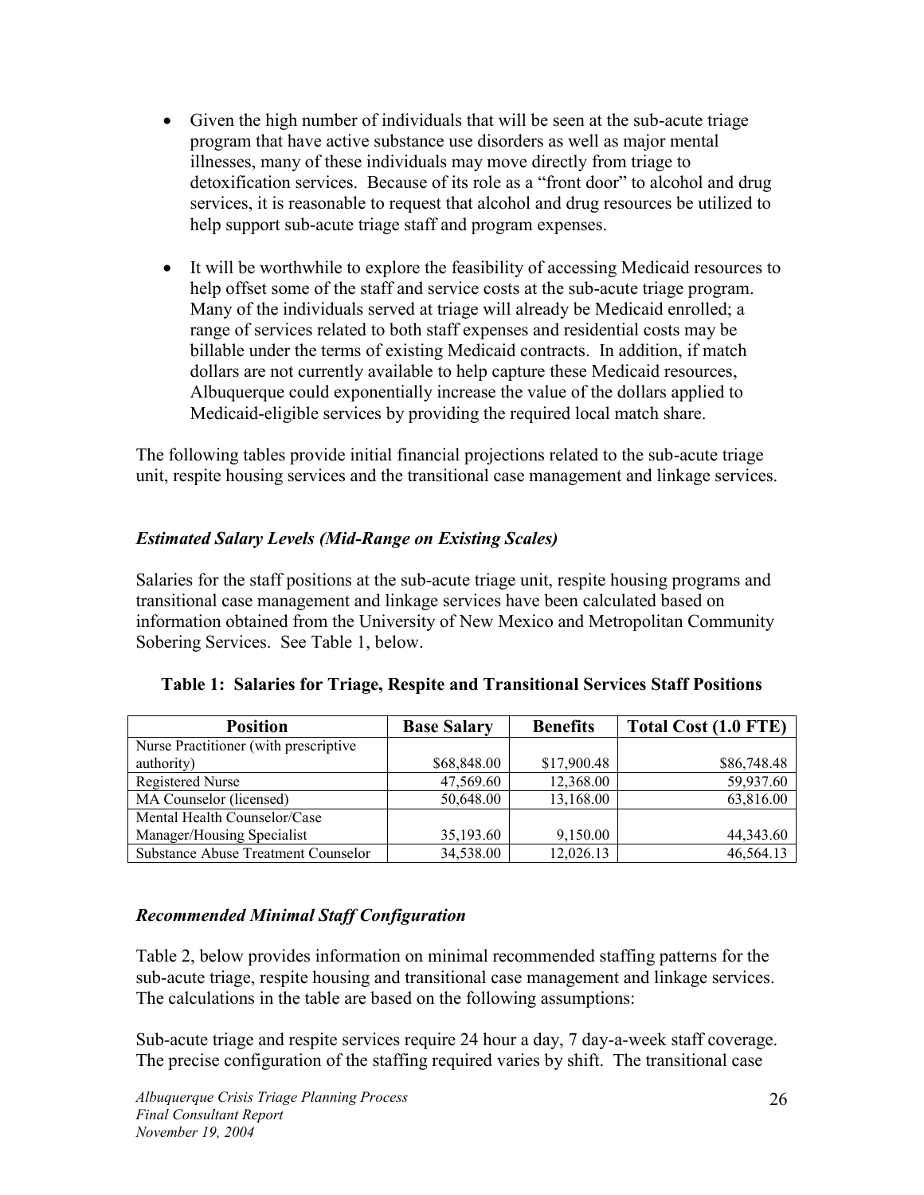- Given the high number of individuals that will be seen at the sub-acute triage program that have active substance use disorders as well as major mental illnesses, many of these individuals may move directly from triage to detoxification services. Because of its role as a "front door" to alcohol and drug services, it is reasonable to request that alcohol and drug resources be utilized to help support sub-acute triage staff and program expenses.

- It will be worthwhile to explore the feasibility of accessing Medicaid resources to help offset some of the staff and service costs at the sub-acute triage program. Many of the individuals served at triage will already be Medicaid enrolled; a range of services related to both staff expenses and residential costs may be billable under the terms of existing Medicaid contracts. In addition, if match dollars are not currently available to help capture these Medicaid resources, Albuquerque could exponentially increase the value of the dollars applied to Medicaid-eligible services by providing the required local match share.

The following tables provide initial financial projections related to the sub-acute triage unit, respite housing services and the transitional case management and linkage services.

### *Estimated Salary Levels (Mid-Range on Existing Scales)*

Salaries for the staff positions at the sub-acute triage unit, respite housing programs and transitional case management and linkage services have been calculated based on information obtained from the University of New Mexico and Metropolitan Community Sobering Services. See Table 1, below.

**Table 1: Salaries for Triage, Respite and Transitional Services Staff Positions**

| Position | Base Salary | Benefits | Total Cost (1.0 FTE) |
|---|---:|---:|---:|
| Nurse Practitioner (with prescriptive authority) | $68,848.00 | $17,900.48 | $86,748.48 |
| Registered Nurse | 47,569.60 | 12,368.00 | 59,937.60 |
| MA Counselor (licensed) | 50,648.00 | 13,168.00 | 63,816.00 |
| Mental Health Counselor/Case Manager/Housing Specialist | 35,193.60 | 9,150.00 | 44,343.60 |
| Substance Abuse Treatment Counselor | 34,538.00 | 12,026.13 | 46,564.13 |

### *Recommended Minimal Staff Configuration*

Table 2, below provides information on minimal recommended staffing patterns for the sub-acute triage, respite housing and transitional case management and linkage services. The calculations in the table are based on the following assumptions:

Sub-acute triage and respite services require 24 hour a day, 7 day-a-week staff coverage. The precise configuration of the staffing required varies by shift. The transitional case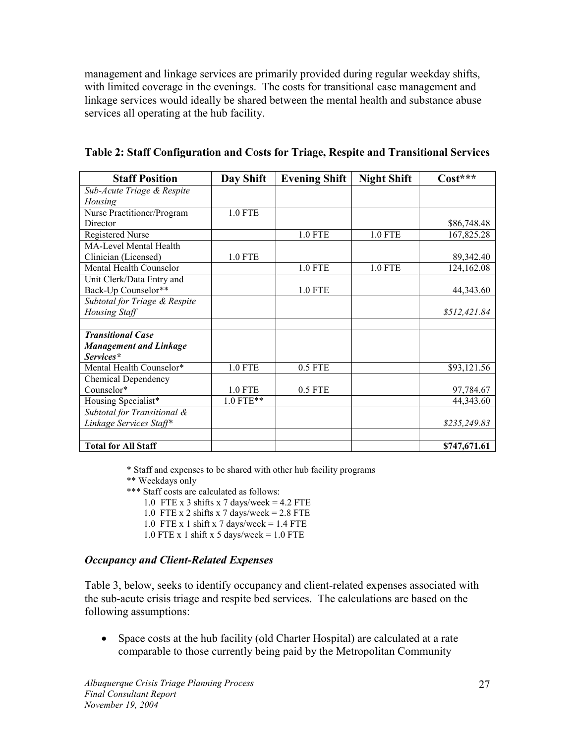management and linkage services are primarily provided during regular weekday shifts, with limited coverage in the evenings. The costs for transitional case management and linkage services would ideally be shared between the mental health and substance abuse services all operating at the hub facility.

**Table 2: Staff Configuration and Costs for Triage, Respite and Transitional Services**

| Staff Position | Day Shift | Evening Shift | Night Shift | Cost*** |
|---|---|---|---|---|
| *Sub-Acute Triage & Respite Housing* | | | | |
| Nurse Practitioner/Program Director | 1.0 FTE | | | $86,748.48 |
| Registered Nurse | | 1.0 FTE | 1.0 FTE | 167,825.28 |
| MA-Level Mental Health Clinician (Licensed) | 1.0 FTE | | | 89,342.40 |
| Mental Health Counselor | | 1.0 FTE | 1.0 FTE | 124,162.08 |
| Unit Clerk/Data Entry and Back-Up Counselor** | | 1.0 FTE | | 44,343.60 |
| *Subtotal for Triage & Respite Housing Staff* | | | | *$512,421.84* |
| | | | | |
| ***Transitional Case Management and Linkage Services**** | | | | |
| Mental Health Counselor* | 1.0 FTE | 0.5 FTE | | $93,121.56 |
| Chemical Dependency Counselor* | 1.0 FTE | 0.5 FTE | | 97,784.67 |
| Housing Specialist* | 1.0 FTE** | | | 44,343.60 |
| *Subtotal for Transitional & Linkage Services Staff** | | | | *$235,249.83* |
| | | | | |
| **Total for All Staff** | | | | **$747,671.61** |

\* Staff and expenses to be shared with other hub facility programs

** Weekdays only

*** Staff costs are calculated as follows:

1.0 FTE x 3 shifts x 7 days/week = 4.2 FTE
1.0 FTE x 2 shifts x 7 days/week = 2.8 FTE
1.0 FTE x 1 shift x 7 days/week = 1.4 FTE
1.0 FTE x 1 shift x 5 days/week = 1.0 FTE

### *Occupancy and Client-Related Expenses*

Table 3, below, seeks to identify occupancy and client-related expenses associated with the sub-acute crisis triage and respite bed services. The calculations are based on the following assumptions:

- Space costs at the hub facility (old Charter Hospital) are calculated at a rate comparable to those currently being paid by the Metropolitan Community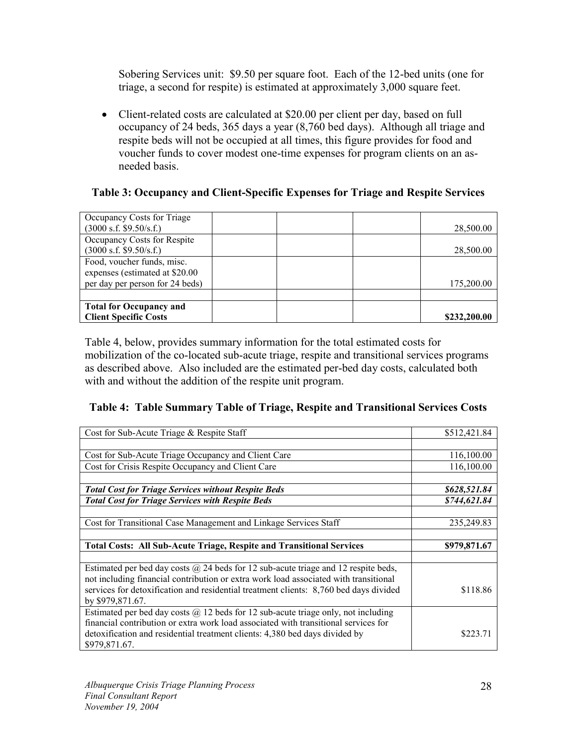Sobering Services unit: \$9.50 per square foot. Each of the 12-bed units (one for triage, a second for respite) is estimated at approximately 3,000 square feet.

- Client-related costs are calculated at \$20.00 per client per day, based on full occupancy of 24 beds, 365 days a year (8,760 bed days). Although all triage and respite beds will not be occupied at all times, this figure provides for food and voucher funds to cover modest one-time expenses for program clients on an as-needed basis.

**Table 3: Occupancy and Client-Specific Expenses for Triage and Respite Services**

| | | | | |
|---|---|---|---|---|
| Occupancy Costs for Triage (3000 s.f. \$9.50/s.f.) | | | | 28,500.00 |
| Occupancy Costs for Respite (3000 s.f. \$9.50/s.f.) | | | | 28,500.00 |
| Food, voucher funds, misc. expenses (estimated at \$20.00 per day per person for 24 beds) | | | | 175,200.00 |
| | | | | |
| **Total for Occupancy and Client Specific Costs** | | | | **\$232,200.00** |

Table 4, below, provides summary information for the total estimated costs for mobilization of the co-located sub-acute triage, respite and transitional services programs as described above. Also included are the estimated per-bed day costs, calculated both with and without the addition of the respite unit program.

**Table 4: Table Summary Table of Triage, Respite and Transitional Services Costs**

| | |
|---|---|
| Cost for Sub-Acute Triage & Respite Staff | \$512,421.84 |
| | |
| Cost for Sub-Acute Triage Occupancy and Client Care | 116,100.00 |
| Cost for Crisis Respite Occupancy and Client Care | 116,100.00 |
| | |
| ***Total Cost for Triage Services without Respite Beds*** | ***\$628,521.84*** |
| ***Total Cost for Triage Services with Respite Beds*** | ***\$744,621.84*** |
| | |
| Cost for Transitional Case Management and Linkage Services Staff | 235,249.83 |
| | |
| **Total Costs: All Sub-Acute Triage, Respite and Transitional Services** | **\$979,871.67** |
| | |
| Estimated per bed day costs @ 24 beds for 12 sub-acute triage and 12 respite beds, not including financial contribution or extra work load associated with transitional services for detoxification and residential treatment clients: 8,760 bed days divided by \$979,871.67. | \$118.86 |
| Estimated per bed day costs @ 12 beds for 12 sub-acute triage only, not including financial contribution or extra work load associated with transitional services for detoxification and residential treatment clients: 4,380 bed days divided by \$979,871.67. | \$223.71 |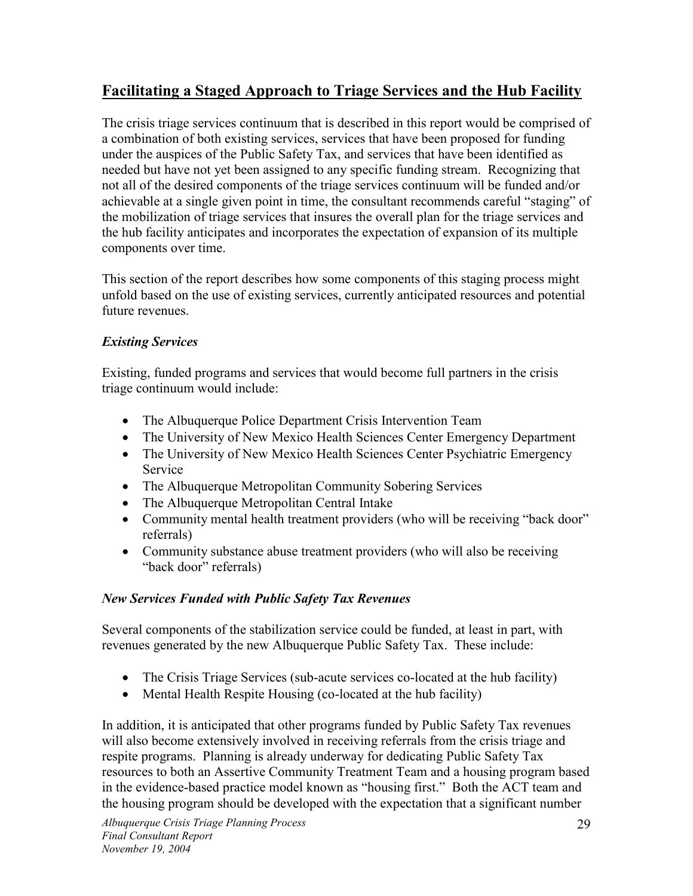## Facilitating a Staged Approach to Triage Services and the Hub Facility

The crisis triage services continuum that is described in this report would be comprised of a combination of both existing services, services that have been proposed for funding under the auspices of the Public Safety Tax, and services that have been identified as needed but have not yet been assigned to any specific funding stream. Recognizing that not all of the desired components of the triage services continuum will be funded and/or achievable at a single given point in time, the consultant recommends careful "staging" of the mobilization of triage services that insures the overall plan for the triage services and the hub facility anticipates and incorporates the expectation of expansion of its multiple components over time.

This section of the report describes how some components of this staging process might unfold based on the use of existing services, currently anticipated resources and potential future revenues.

### *Existing Services*

Existing, funded programs and services that would become full partners in the crisis triage continuum would include:

- The Albuquerque Police Department Crisis Intervention Team
- The University of New Mexico Health Sciences Center Emergency Department
- The University of New Mexico Health Sciences Center Psychiatric Emergency Service
- The Albuquerque Metropolitan Community Sobering Services
- The Albuquerque Metropolitan Central Intake
- Community mental health treatment providers (who will be receiving "back door" referrals)
- Community substance abuse treatment providers (who will also be receiving "back door" referrals)

### *New Services Funded with Public Safety Tax Revenues*

Several components of the stabilization service could be funded, at least in part, with revenues generated by the new Albuquerque Public Safety Tax. These include:

- The Crisis Triage Services (sub-acute services co-located at the hub facility)
- Mental Health Respite Housing (co-located at the hub facility)

In addition, it is anticipated that other programs funded by Public Safety Tax revenues will also become extensively involved in receiving referrals from the crisis triage and respite programs. Planning is already underway for dedicating Public Safety Tax resources to both an Assertive Community Treatment Team and a housing program based in the evidence-based practice model known as "housing first." Both the ACT team and the housing program should be developed with the expectation that a significant number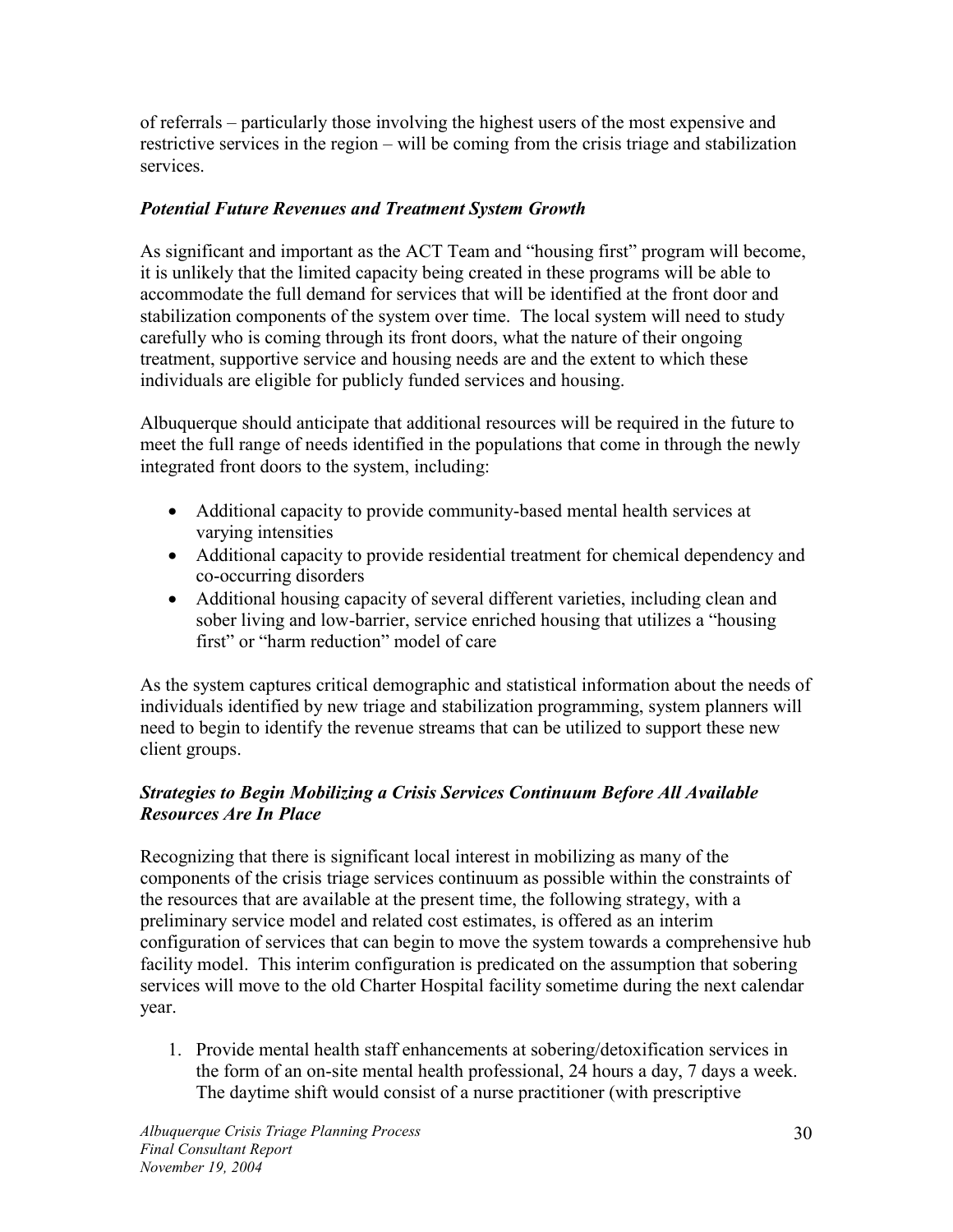of referrals – particularly those involving the highest users of the most expensive and restrictive services in the region – will be coming from the crisis triage and stabilization services.

### *Potential Future Revenues and Treatment System Growth*

As significant and important as the ACT Team and "housing first" program will become, it is unlikely that the limited capacity being created in these programs will be able to accommodate the full demand for services that will be identified at the front door and stabilization components of the system over time. The local system will need to study carefully who is coming through its front doors, what the nature of their ongoing treatment, supportive service and housing needs are and the extent to which these individuals are eligible for publicly funded services and housing.

Albuquerque should anticipate that additional resources will be required in the future to meet the full range of needs identified in the populations that come in through the newly integrated front doors to the system, including:

- Additional capacity to provide community-based mental health services at varying intensities
- Additional capacity to provide residential treatment for chemical dependency and co-occurring disorders
- Additional housing capacity of several different varieties, including clean and sober living and low-barrier, service enriched housing that utilizes a "housing first" or "harm reduction" model of care

As the system captures critical demographic and statistical information about the needs of individuals identified by new triage and stabilization programming, system planners will need to begin to identify the revenue streams that can be utilized to support these new client groups.

### *Strategies to Begin Mobilizing a Crisis Services Continuum Before All Available Resources Are In Place*

Recognizing that there is significant local interest in mobilizing as many of the components of the crisis triage services continuum as possible within the constraints of the resources that are available at the present time, the following strategy, with a preliminary service model and related cost estimates, is offered as an interim configuration of services that can begin to move the system towards a comprehensive hub facility model. This interim configuration is predicated on the assumption that sobering services will move to the old Charter Hospital facility sometime during the next calendar year.

1. Provide mental health staff enhancements at sobering/detoxification services in the form of an on-site mental health professional, 24 hours a day, 7 days a week. The daytime shift would consist of a nurse practitioner (with prescriptive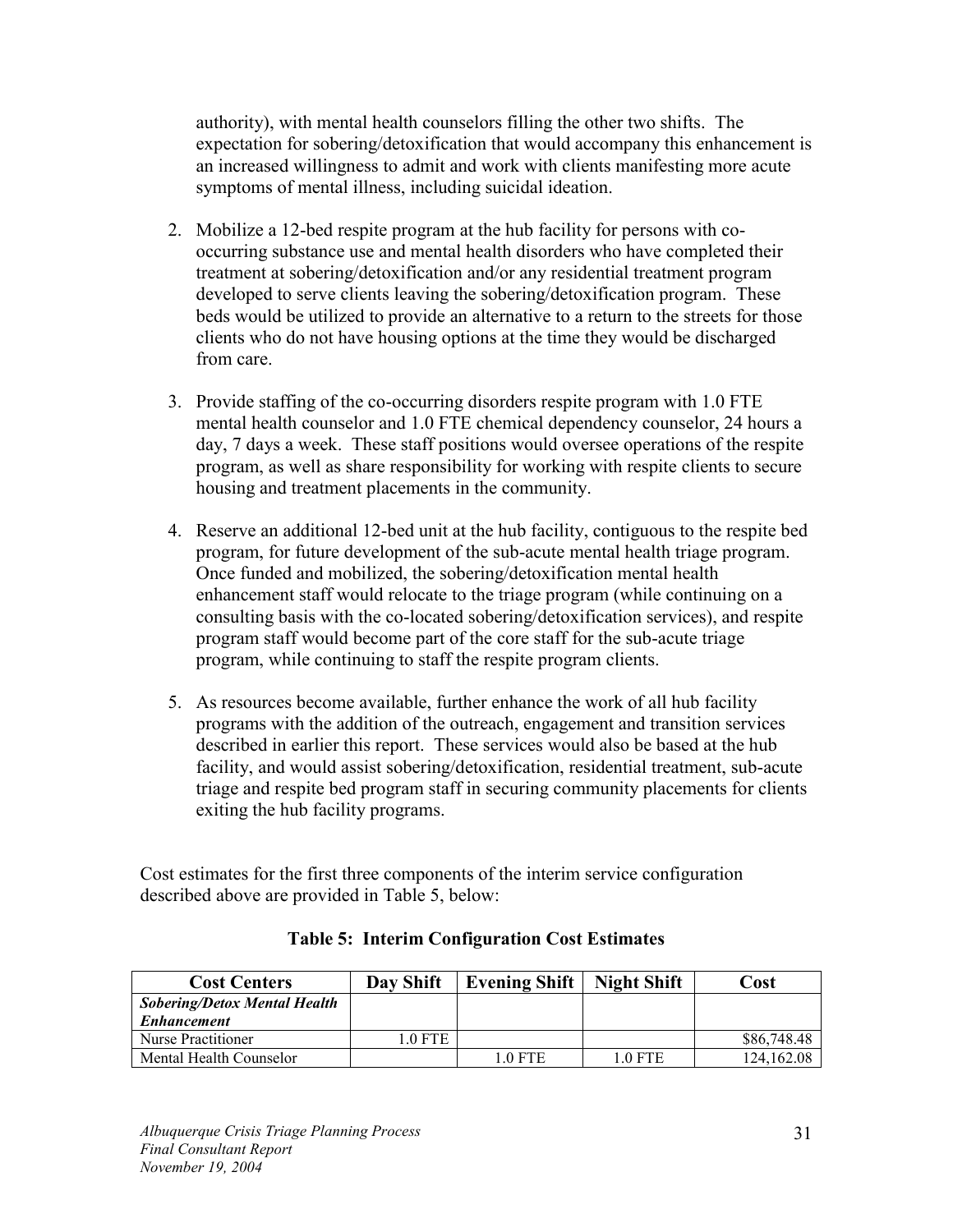authority), with mental health counselors filling the other two shifts. The expectation for sobering/detoxification that would accompany this enhancement is an increased willingness to admit and work with clients manifesting more acute symptoms of mental illness, including suicidal ideation.

2. Mobilize a 12-bed respite program at the hub facility for persons with co-occurring substance use and mental health disorders who have completed their treatment at sobering/detoxification and/or any residential treatment program developed to serve clients leaving the sobering/detoxification program. These beds would be utilized to provide an alternative to a return to the streets for those clients who do not have housing options at the time they would be discharged from care.

3. Provide staffing of the co-occurring disorders respite program with 1.0 FTE mental health counselor and 1.0 FTE chemical dependency counselor, 24 hours a day, 7 days a week. These staff positions would oversee operations of the respite program, as well as share responsibility for working with respite clients to secure housing and treatment placements in the community.

4. Reserve an additional 12-bed unit at the hub facility, contiguous to the respite bed program, for future development of the sub-acute mental health triage program. Once funded and mobilized, the sobering/detoxification mental health enhancement staff would relocate to the triage program (while continuing on a consulting basis with the co-located sobering/detoxification services), and respite program staff would become part of the core staff for the sub-acute triage program, while continuing to staff the respite program clients.

5. As resources become available, further enhance the work of all hub facility programs with the addition of the outreach, engagement and transition services described in earlier this report. These services would also be based at the hub facility, and would assist sobering/detoxification, residential treatment, sub-acute triage and respite bed program staff in securing community placements for clients exiting the hub facility programs.

Cost estimates for the first three components of the interim service configuration described above are provided in Table 5, below:

**Table 5: Interim Configuration Cost Estimates**

| Cost Centers | Day Shift | Evening Shift | Night Shift | Cost |
|---|---|---|---|---|
| ***Sobering/Detox Mental Health Enhancement*** | | | | |
| Nurse Practitioner | 1.0 FTE | | | $86,748.48 |
| Mental Health Counselor | | 1.0 FTE | 1.0 FTE | 124,162.08 |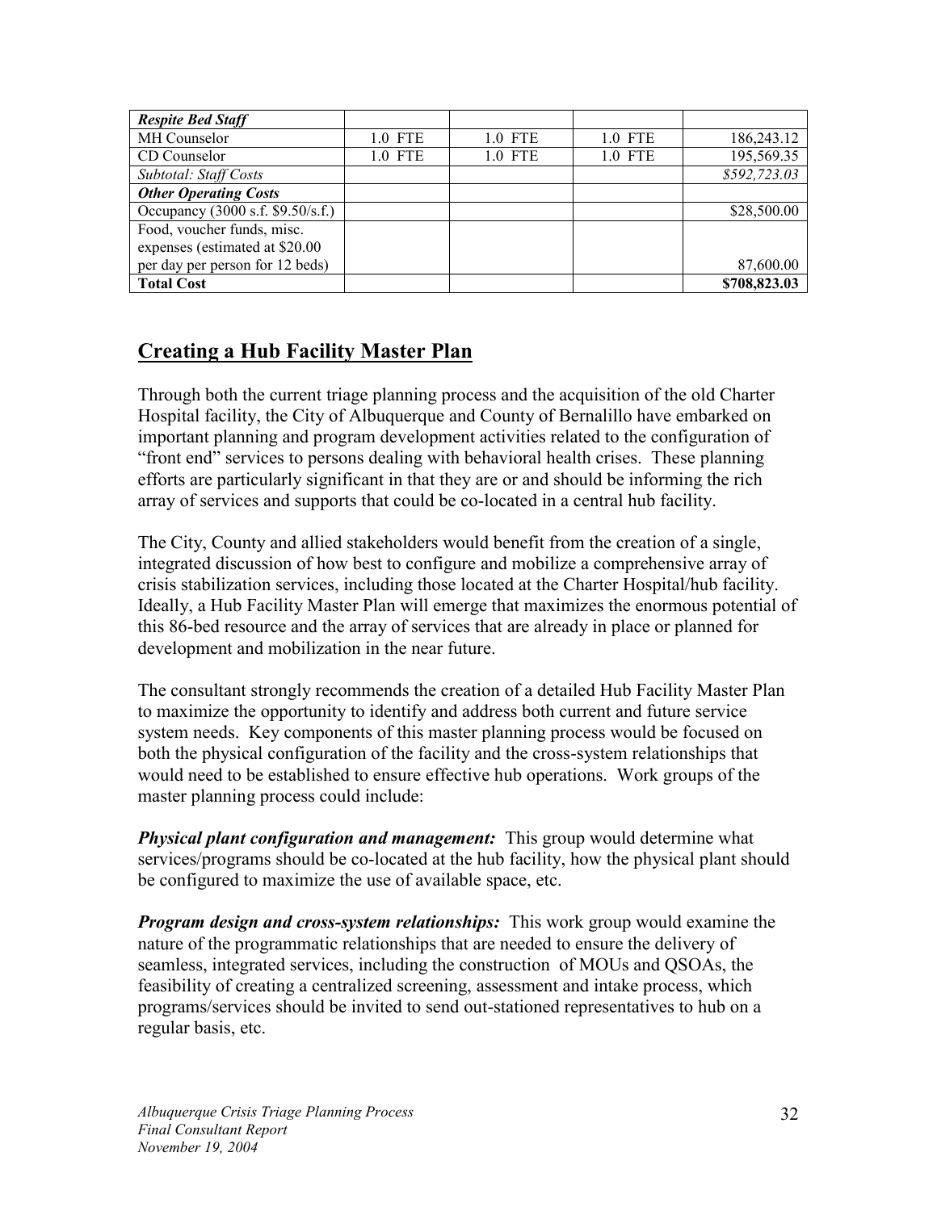| | | | | |
|---|---|---|---|---|
| ***Respite Bed Staff*** | | | | |
| MH Counselor | 1.0 FTE | 1.0 FTE | 1.0 FTE | 186,243.12 |
| CD Counselor | 1.0 FTE | 1.0 FTE | 1.0 FTE | 195,569.35 |
| *Subtotal: Staff Costs* | | | | *$592,723.03* |
| ***Other Operating Costs*** | | | | |
| Occupancy (3000 s.f. $9.50/s.f.) | | | | $28,500.00 |
| Food, voucher funds, misc. expenses (estimated at $20.00 per day per person for 12 beds) | | | | 87,600.00 |
| **Total Cost** | | | | **$708,823.03** |

## Creating a Hub Facility Master Plan

Through both the current triage planning process and the acquisition of the old Charter Hospital facility, the City of Albuquerque and County of Bernalillo have embarked on important planning and program development activities related to the configuration of "front end" services to persons dealing with behavioral health crises. These planning efforts are particularly significant in that they are or and should be informing the rich array of services and supports that could be co-located in a central hub facility.

The City, County and allied stakeholders would benefit from the creation of a single, integrated discussion of how best to configure and mobilize a comprehensive array of crisis stabilization services, including those located at the Charter Hospital/hub facility. Ideally, a Hub Facility Master Plan will emerge that maximizes the enormous potential of this 86-bed resource and the array of services that are already in place or planned for development and mobilization in the near future.

The consultant strongly recommends the creation of a detailed Hub Facility Master Plan to maximize the opportunity to identify and address both current and future service system needs. Key components of this master planning process would be focused on both the physical configuration of the facility and the cross-system relationships that would need to be established to ensure effective hub operations. Work groups of the master planning process could include:

***Physical plant configuration and management:*** This group would determine what services/programs should be co-located at the hub facility, how the physical plant should be configured to maximize the use of available space, etc.

***Program design and cross-system relationships:*** This work group would examine the nature of the programmatic relationships that are needed to ensure the delivery of seamless, integrated services, including the construction of MOUs and QSOAs, the feasibility of creating a centralized screening, assessment and intake process, which programs/services should be invited to send out-stationed representatives to hub on a regular basis, etc.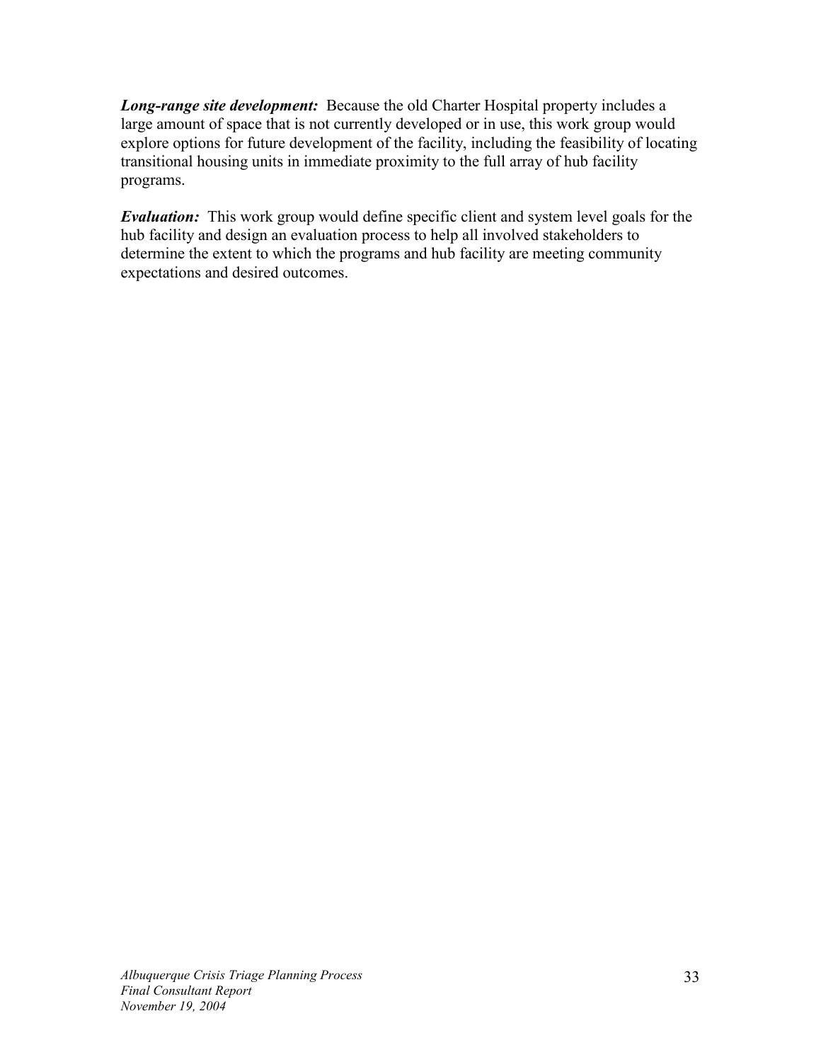***Long-range site development:*** Because the old Charter Hospital property includes a large amount of space that is not currently developed or in use, this work group would explore options for future development of the facility, including the feasibility of locating transitional housing units in immediate proximity to the full array of hub facility programs.

***Evaluation:*** This work group would define specific client and system level goals for the hub facility and design an evaluation process to help all involved stakeholders to determine the extent to which the programs and hub facility are meeting community expectations and desired outcomes.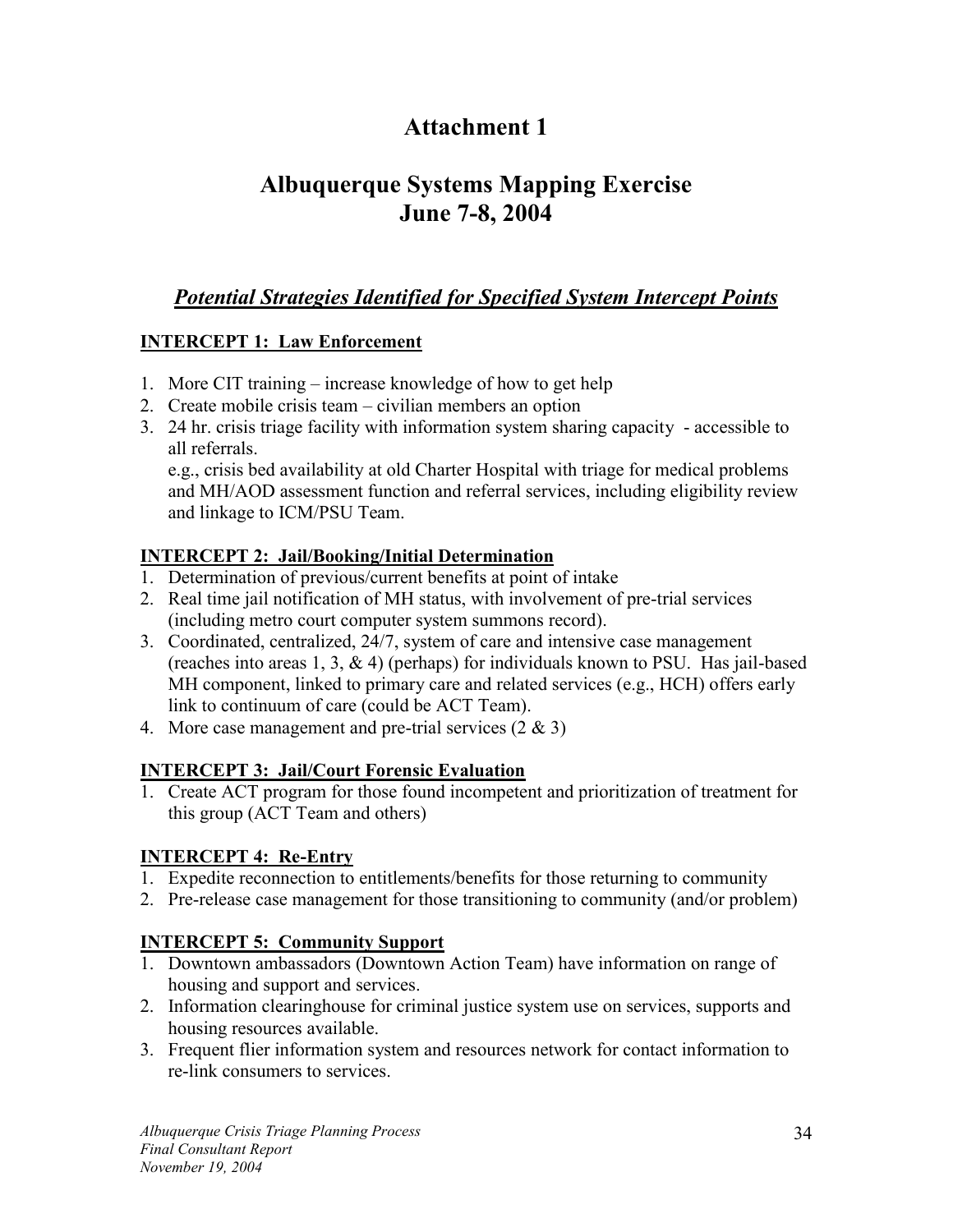# Attachment 1

# Albuquerque Systems Mapping Exercise
# June 7-8, 2004

## *Potential Strategies Identified for Specified System Intercept Points*

### INTERCEPT 1: Law Enforcement

1. More CIT training – increase knowledge of how to get help
2. Create mobile crisis team – civilian members an option
3. 24 hr. crisis triage facility with information system sharing capacity - accessible to all referrals.
   e.g., crisis bed availability at old Charter Hospital with triage for medical problems and MH/AOD assessment function and referral services, including eligibility review and linkage to ICM/PSU Team.

### INTERCEPT 2: Jail/Booking/Initial Determination

1. Determination of previous/current benefits at point of intake
2. Real time jail notification of MH status, with involvement of pre-trial services (including metro court computer system summons record).
3. Coordinated, centralized, 24/7, system of care and intensive case management (reaches into areas 1, 3, & 4) (perhaps) for individuals known to PSU. Has jail-based MH component, linked to primary care and related services (e.g., HCH) offers early link to continuum of care (could be ACT Team).
4. More case management and pre-trial services (2 & 3)

### INTERCEPT 3: Jail/Court Forensic Evaluation

1. Create ACT program for those found incompetent and prioritization of treatment for this group (ACT Team and others)

### INTERCEPT 4: Re-Entry

1. Expedite reconnection to entitlements/benefits for those returning to community
2. Pre-release case management for those transitioning to community (and/or problem)

### INTERCEPT 5: Community Support

1. Downtown ambassadors (Downtown Action Team) have information on range of housing and support and services.
2. Information clearinghouse for criminal justice system use on services, supports and housing resources available.
3. Frequent flier information system and resources network for contact information to re-link consumers to services.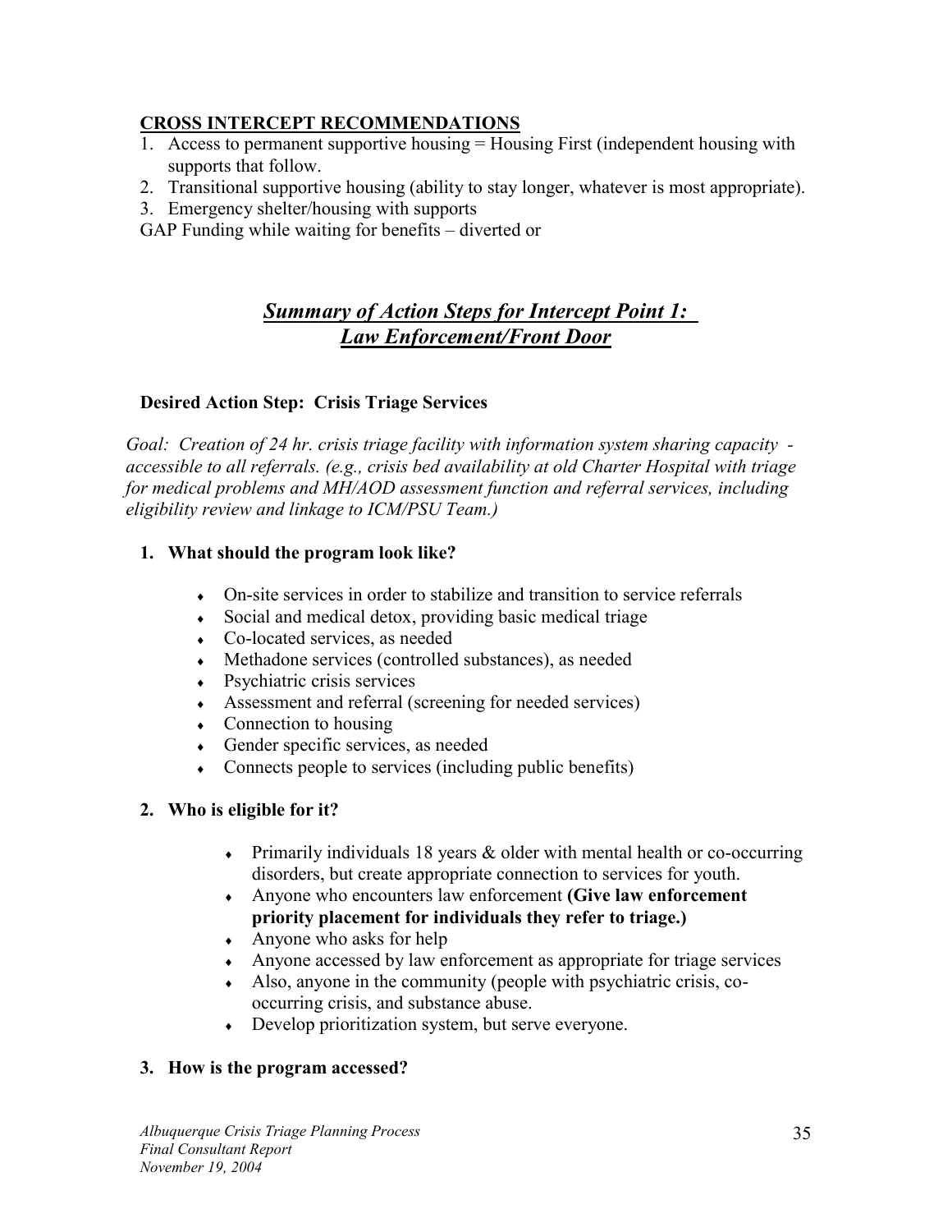**CROSS INTERCEPT RECOMMENDATIONS**

1. Access to permanent supportive housing = Housing First (independent housing with supports that follow.
2. Transitional supportive housing (ability to stay longer, whatever is most appropriate).
3. Emergency shelter/housing with supports

GAP Funding while waiting for benefits – diverted or

## ***Summary of Action Steps for Intercept Point 1: Law Enforcement/Front Door***

### Desired Action Step: Crisis Triage Services

*Goal: Creation of 24 hr. crisis triage facility with information system sharing capacity - accessible to all referrals. (e.g., crisis bed availability at old Charter Hospital with triage for medical problems and MH/AOD assessment function and referral services, including eligibility review and linkage to ICM/PSU Team.)*

**1. What should the program look like?**

- On-site services in order to stabilize and transition to service referrals
- Social and medical detox, providing basic medical triage
- Co-located services, as needed
- Methadone services (controlled substances), as needed
- Psychiatric crisis services
- Assessment and referral (screening for needed services)
- Connection to housing
- Gender specific services, as needed
- Connects people to services (including public benefits)

**2. Who is eligible for it?**

- Primarily individuals 18 years & older with mental health or co-occurring disorders, but create appropriate connection to services for youth.
- Anyone who encounters law enforcement **(Give law enforcement priority placement for individuals they refer to triage.)**
- Anyone who asks for help
- Anyone accessed by law enforcement as appropriate for triage services
- Also, anyone in the community (people with psychiatric crisis, co-occurring crisis, and substance abuse.
- Develop prioritization system, but serve everyone.

**3. How is the program accessed?**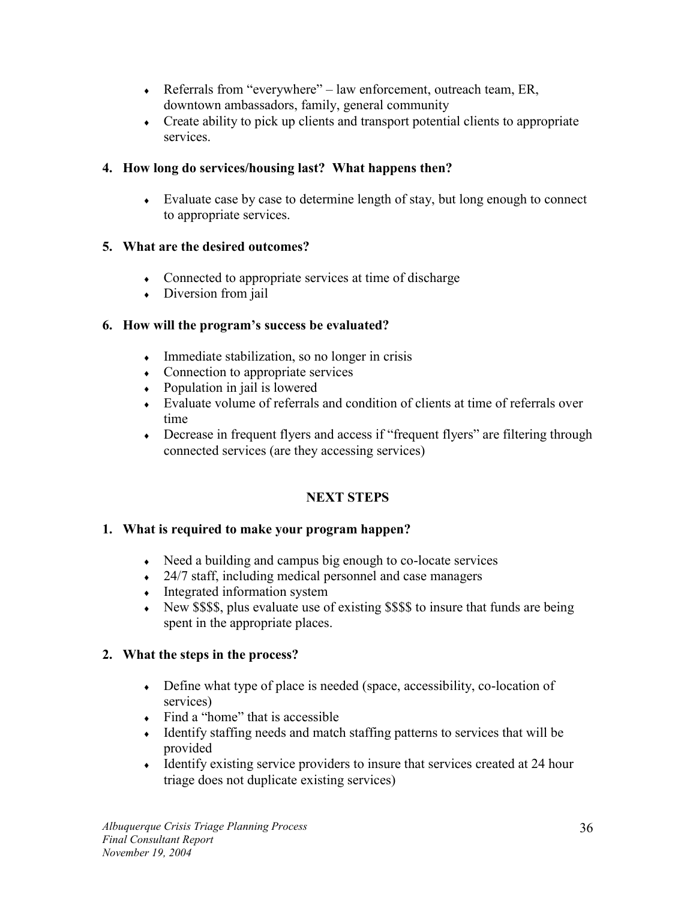- Referrals from "everywhere" – law enforcement, outreach team, ER, downtown ambassadors, family, general community
- Create ability to pick up clients and transport potential clients to appropriate services.

**4. How long do services/housing last? What happens then?**

- Evaluate case by case to determine length of stay, but long enough to connect to appropriate services.

**5. What are the desired outcomes?**

- Connected to appropriate services at time of discharge
- Diversion from jail

**6. How will the program's success be evaluated?**

- Immediate stabilization, so no longer in crisis
- Connection to appropriate services
- Population in jail is lowered
- Evaluate volume of referrals and condition of clients at time of referrals over time
- Decrease in frequent flyers and access if "frequent flyers" are filtering through connected services (are they accessing services)

## NEXT STEPS

**1. What is required to make your program happen?**

- Need a building and campus big enough to co-locate services
- 24/7 staff, including medical personnel and case managers
- Integrated information system
- New $$$$, plus evaluate use of existing $$$$ to insure that funds are being spent in the appropriate places.

**2. What the steps in the process?**

- Define what type of place is needed (space, accessibility, co-location of services)
- Find a "home" that is accessible
- Identify staffing needs and match staffing patterns to services that will be provided
- Identify existing service providers to insure that services created at 24 hour triage does not duplicate existing services)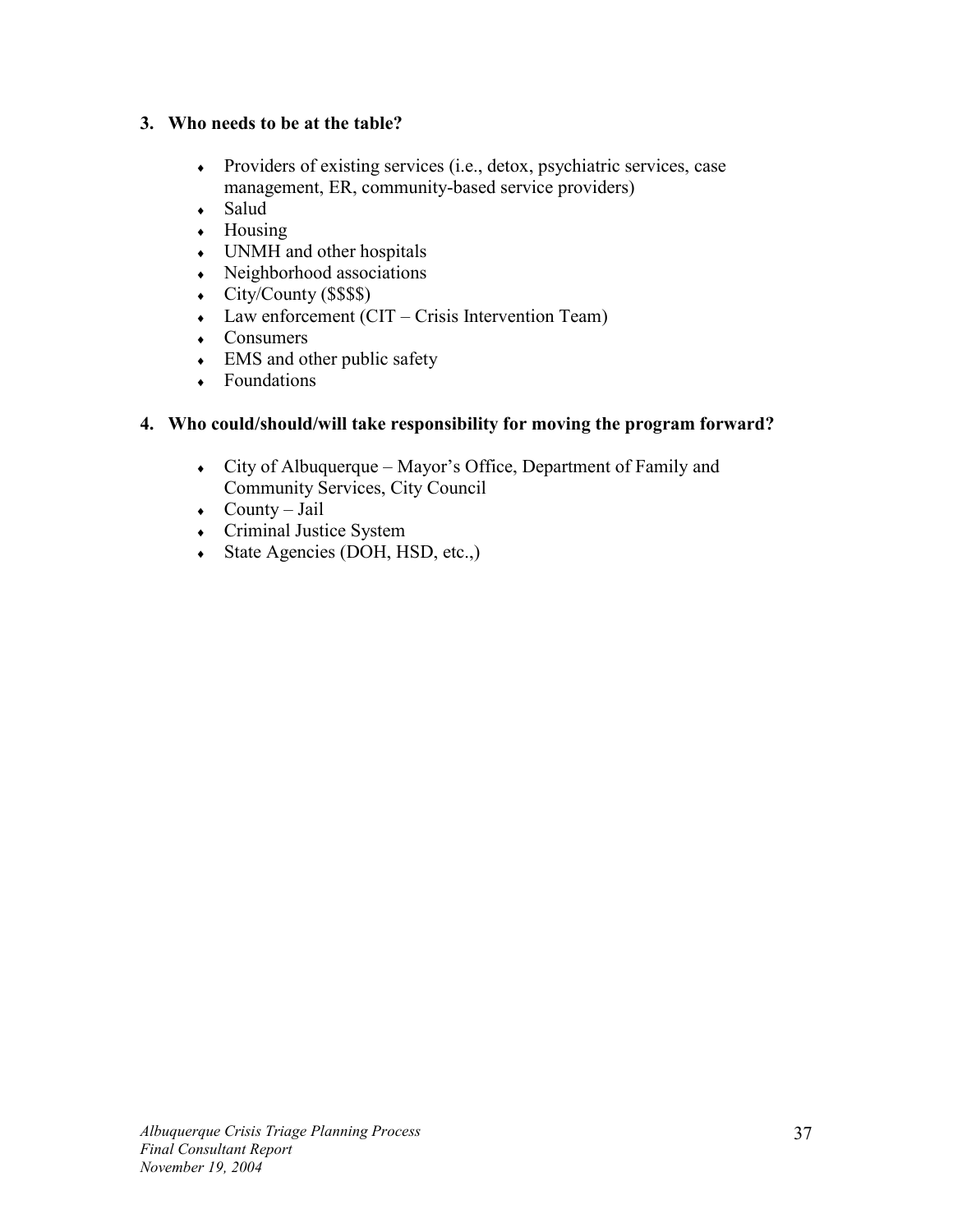**3. Who needs to be at the table?**

- Providers of existing services (i.e., detox, psychiatric services, case management, ER, community-based service providers)
- Salud
- Housing
- UNMH and other hospitals
- Neighborhood associations
- City/County ($$$$)
- Law enforcement (CIT – Crisis Intervention Team)
- Consumers
- EMS and other public safety
- Foundations

**4. Who could/should/will take responsibility for moving the program forward?**

- City of Albuquerque – Mayor's Office, Department of Family and Community Services, City Council
- County – Jail
- Criminal Justice System
- State Agencies (DOH, HSD, etc.,)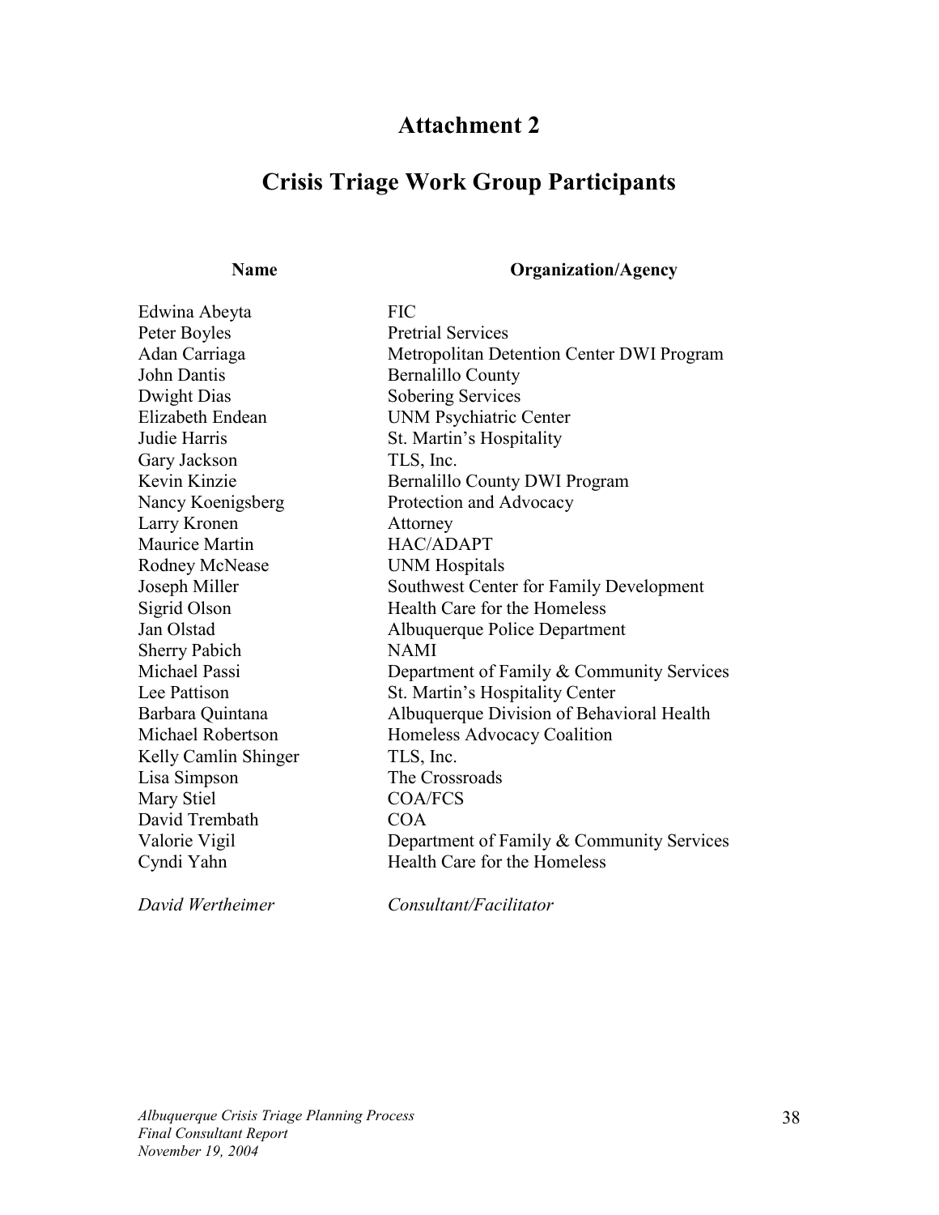# Attachment 2

# Crisis Triage Work Group Participants

| Name | Organization/Agency |
|---|---|
| Edwina Abeyta | FIC |
| Peter Boyles | Pretrial Services |
| Adan Carriaga | Metropolitan Detention Center DWI Program |
| John Dantis | Bernalillo County |
| Dwight Dias | Sobering Services |
| Elizabeth Endean | UNM Psychiatric Center |
| Judie Harris | St. Martin's Hospitality |
| Gary Jackson | TLS, Inc. |
| Kevin Kinzie | Bernalillo County DWI Program |
| Nancy Koenigsberg | Protection and Advocacy |
| Larry Kronen | Attorney |
| Maurice Martin | HAC/ADAPT |
| Rodney McNease | UNM Hospitals |
| Joseph Miller | Southwest Center for Family Development |
| Sigrid Olson | Health Care for the Homeless |
| Jan Olstad | Albuquerque Police Department |
| Sherry Pabich | NAMI |
| Michael Passi | Department of Family & Community Services |
| Lee Pattison | St. Martin's Hospitality Center |
| Barbara Quintana | Albuquerque Division of Behavioral Health |
| Michael Robertson | Homeless Advocacy Coalition |
| Kelly Camlin Shinger | TLS, Inc. |
| Lisa Simpson | The Crossroads |
| Mary Stiel | COA/FCS |
| David Trembath | COA |
| Valorie Vigil | Department of Family & Community Services |
| Cyndi Yahn | Health Care for the Homeless |
| *David Wertheimer* | *Consultant/Facilitator* |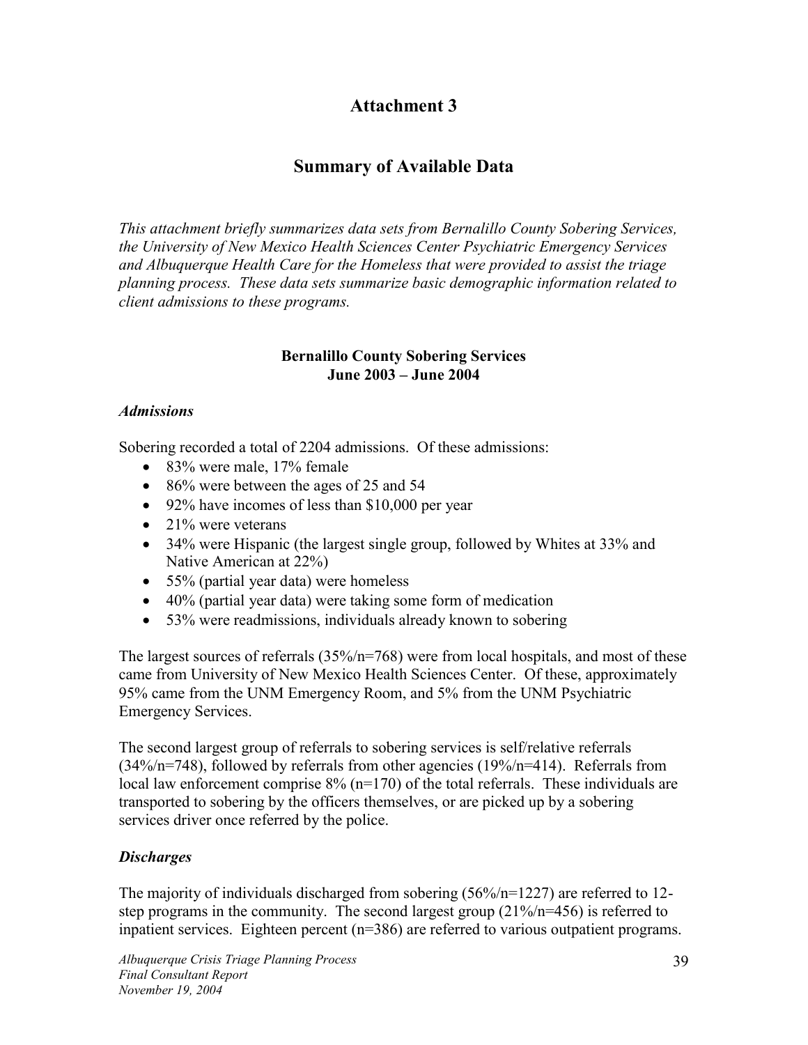# Attachment 3

## Summary of Available Data

*This attachment briefly summarizes data sets from Bernalillo County Sobering Services, the University of New Mexico Health Sciences Center Psychiatric Emergency Services and Albuquerque Health Care for the Homeless that were provided to assist the triage planning process. These data sets summarize basic demographic information related to client admissions to these programs.*

### Bernalillo County Sobering Services
### June 2003 – June 2004

#### *Admissions*

Sobering recorded a total of 2204 admissions. Of these admissions:

- 83% were male, 17% female
- 86% were between the ages of 25 and 54
- 92% have incomes of less than $10,000 per year
- 21% were veterans
- 34% were Hispanic (the largest single group, followed by Whites at 33% and Native American at 22%)
- 55% (partial year data) were homeless
- 40% (partial year data) were taking some form of medication
- 53% were readmissions, individuals already known to sobering

The largest sources of referrals (35%/n=768) were from local hospitals, and most of these came from University of New Mexico Health Sciences Center. Of these, approximately 95% came from the UNM Emergency Room, and 5% from the UNM Psychiatric Emergency Services.

The second largest group of referrals to sobering services is self/relative referrals (34%/n=748), followed by referrals from other agencies (19%/n=414). Referrals from local law enforcement comprise 8% (n=170) of the total referrals. These individuals are transported to sobering by the officers themselves, or are picked up by a sobering services driver once referred by the police.

#### *Discharges*

The majority of individuals discharged from sobering (56%/n=1227) are referred to 12-step programs in the community. The second largest group (21%/n=456) is referred to inpatient services. Eighteen percent (n=386) are referred to various outpatient programs.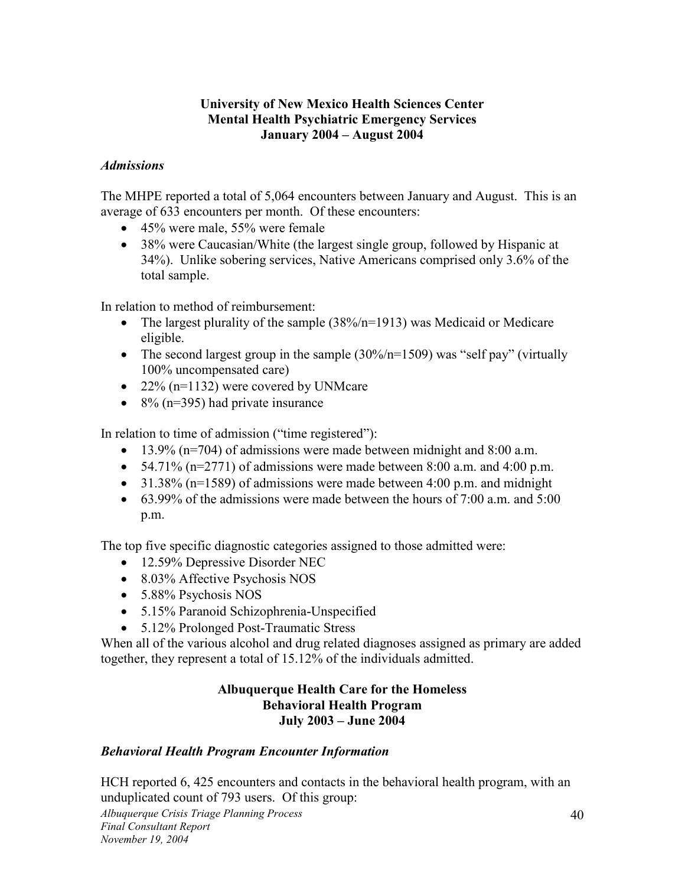**University of New Mexico Health Sciences Center**
**Mental Health Psychiatric Emergency Services**
**January 2004 – August 2004**

### *Admissions*

The MHPE reported a total of 5,064 encounters between January and August. This is an average of 633 encounters per month. Of these encounters:

- 45% were male, 55% were female
- 38% were Caucasian/White (the largest single group, followed by Hispanic at 34%). Unlike sobering services, Native Americans comprised only 3.6% of the total sample.

In relation to method of reimbursement:

- The largest plurality of the sample (38%/n=1913) was Medicaid or Medicare eligible.
- The second largest group in the sample (30%/n=1509) was "self pay" (virtually 100% uncompensated care)
- 22% (n=1132) were covered by UNMcare
- 8% (n=395) had private insurance

In relation to time of admission ("time registered"):

- 13.9% (n=704) of admissions were made between midnight and 8:00 a.m.
- 54.71% (n=2771) of admissions were made between 8:00 a.m. and 4:00 p.m.
- 31.38% (n=1589) of admissions were made between 4:00 p.m. and midnight
- 63.99% of the admissions were made between the hours of 7:00 a.m. and 5:00 p.m.

The top five specific diagnostic categories assigned to those admitted were:

- 12.59% Depressive Disorder NEC
- 8.03% Affective Psychosis NOS
- 5.88% Psychosis NOS
- 5.15% Paranoid Schizophrenia-Unspecified
- 5.12% Prolonged Post-Traumatic Stress

When all of the various alcohol and drug related diagnoses assigned as primary are added together, they represent a total of 15.12% of the individuals admitted.

**Albuquerque Health Care for the Homeless**
**Behavioral Health Program**
**July 2003 – June 2004**

### *Behavioral Health Program Encounter Information*

HCH reported 6, 425 encounters and contacts in the behavioral health program, with an unduplicated count of 793 users. Of this group: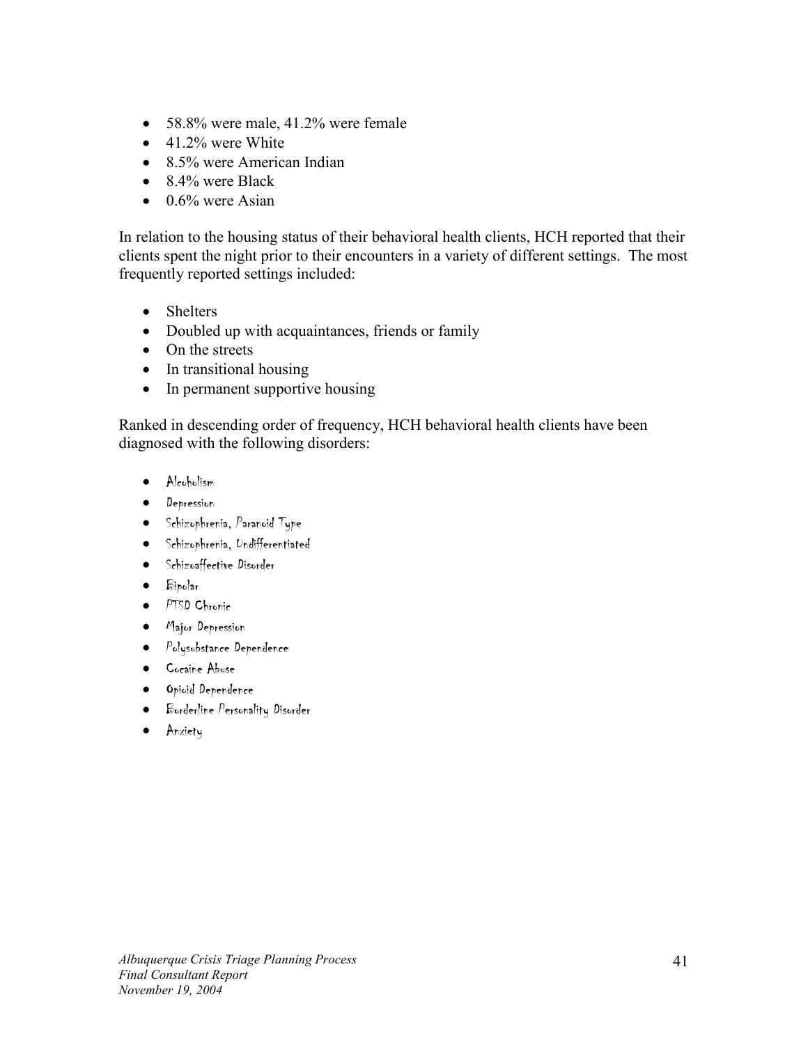- 58.8% were male, 41.2% were female
- 41.2% were White
- 8.5% were American Indian
- 8.4% were Black
- 0.6% were Asian

In relation to the housing status of their behavioral health clients, HCH reported that their clients spent the night prior to their encounters in a variety of different settings. The most frequently reported settings included:

- Shelters
- Doubled up with acquaintances, friends or family
- On the streets
- In transitional housing
- In permanent supportive housing

Ranked in descending order of frequency, HCH behavioral health clients have been diagnosed with the following disorders:

- Alcoholism
- Depression
- Schizophrenia, Paranoid Type
- Schizophrenia, Undifferentiated
- Schizoaffective Disorder
- Bipolar
- PTSD Chronic
- Major Depression
- Polysubstance Dependence
- Cocaine Abuse
- Opioid Dependence
- Borderline Personality Disorder
- Anxiety